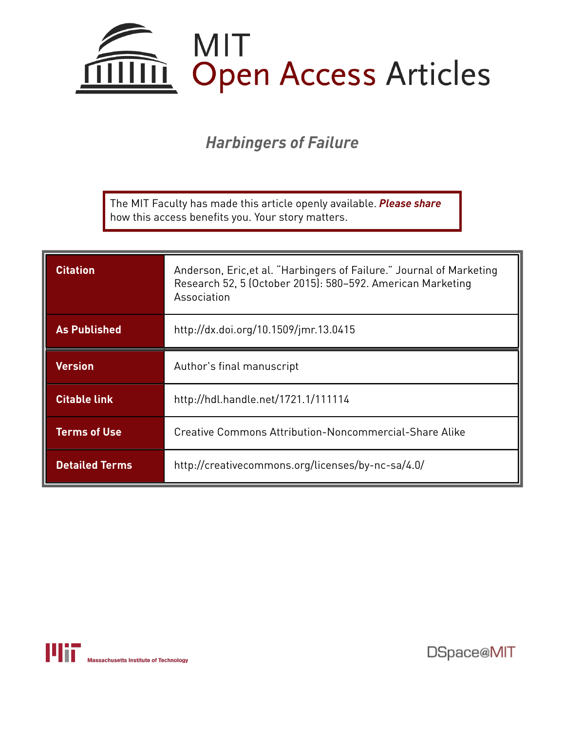MIT Open Access Articles

# *Harbingers of Failure*

The MIT Faculty has made this article openly available. ***Please share*** how this access benefits you. Your story matters.

| | |
|---|---|
| **Citation** | Anderson, Eric,et al. "Harbingers of Failure." Journal of Marketing Research 52, 5 (October 2015): 580–592. American Marketing Association |
| **As Published** | http://dx.doi.org/10.1509/jmr.13.0415 |
| **Version** | Author's final manuscript |
| **Citable link** | http://hdl.handle.net/1721.1/111114 |
| **Terms of Use** | Creative Commons Attribution-Noncommercial-Share Alike |
| **Detailed Terms** | http://creativecommons.org/licenses/by-nc-sa/4.0/ |

Massachusetts Institute of Technology

DSpace@MIT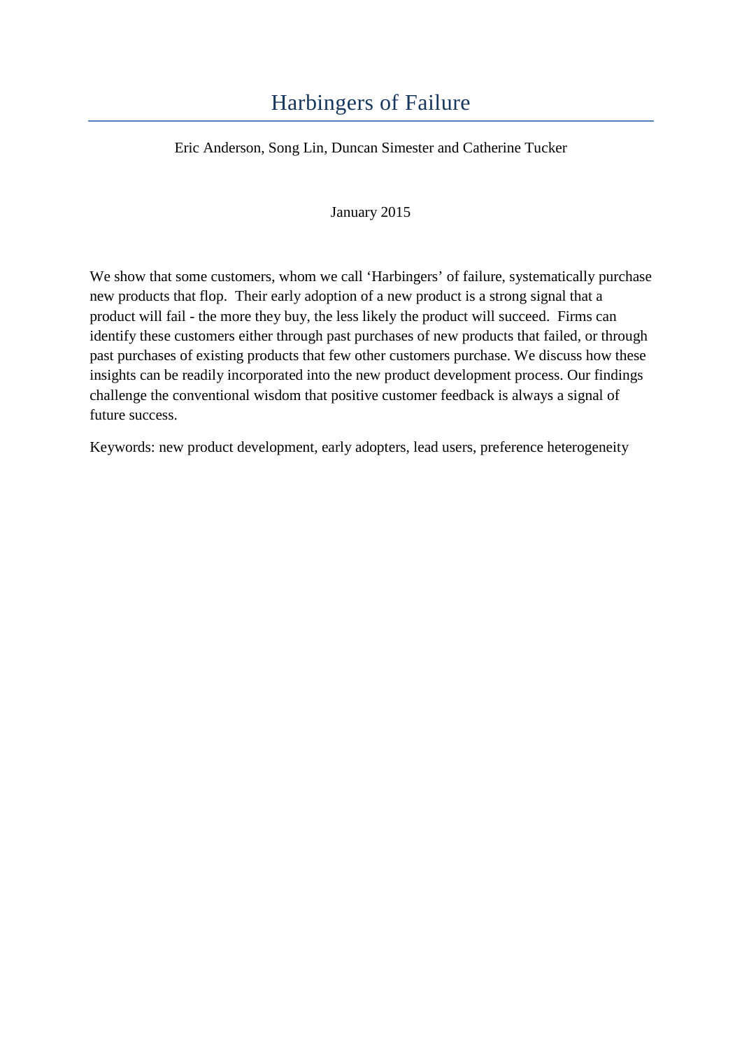# Harbingers of Failure

Eric Anderson, Song Lin, Duncan Simester and Catherine Tucker

January 2015

We show that some customers, whom we call 'Harbingers' of failure, systematically purchase new products that flop. Their early adoption of a new product is a strong signal that a product will fail - the more they buy, the less likely the product will succeed. Firms can identify these customers either through past purchases of new products that failed, or through past purchases of existing products that few other customers purchase. We discuss how these insights can be readily incorporated into the new product development process. Our findings challenge the conventional wisdom that positive customer feedback is always a signal of future success.

Keywords: new product development, early adopters, lead users, preference heterogeneity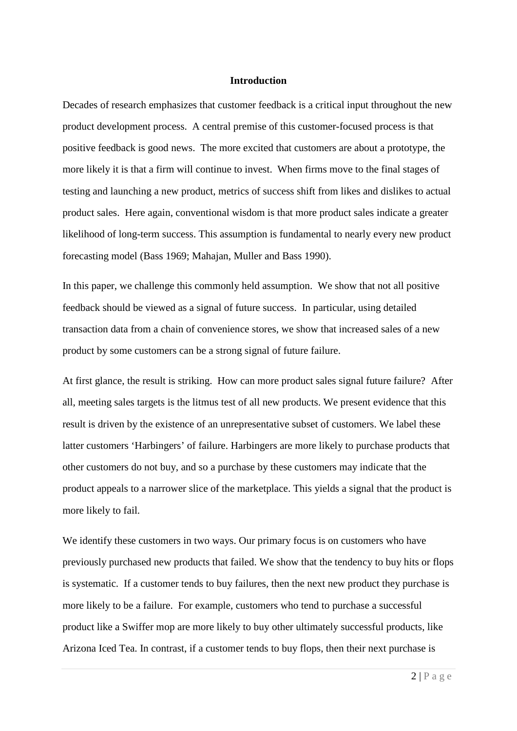## Introduction

Decades of research emphasizes that customer feedback is a critical input throughout the new product development process. A central premise of this customer-focused process is that positive feedback is good news. The more excited that customers are about a prototype, the more likely it is that a firm will continue to invest. When firms move to the final stages of testing and launching a new product, metrics of success shift from likes and dislikes to actual product sales. Here again, conventional wisdom is that more product sales indicate a greater likelihood of long-term success. This assumption is fundamental to nearly every new product forecasting model (Bass 1969; Mahajan, Muller and Bass 1990).

In this paper, we challenge this commonly held assumption. We show that not all positive feedback should be viewed as a signal of future success. In particular, using detailed transaction data from a chain of convenience stores, we show that increased sales of a new product by some customers can be a strong signal of future failure.

At first glance, the result is striking. How can more product sales signal future failure? After all, meeting sales targets is the litmus test of all new products. We present evidence that this result is driven by the existence of an unrepresentative subset of customers. We label these latter customers 'Harbingers' of failure. Harbingers are more likely to purchase products that other customers do not buy, and so a purchase by these customers may indicate that the product appeals to a narrower slice of the marketplace. This yields a signal that the product is more likely to fail.

We identify these customers in two ways. Our primary focus is on customers who have previously purchased new products that failed. We show that the tendency to buy hits or flops is systematic. If a customer tends to buy failures, then the next new product they purchase is more likely to be a failure. For example, customers who tend to purchase a successful product like a Swiffer mop are more likely to buy other ultimately successful products, like Arizona Iced Tea. In contrast, if a customer tends to buy flops, then their next purchase is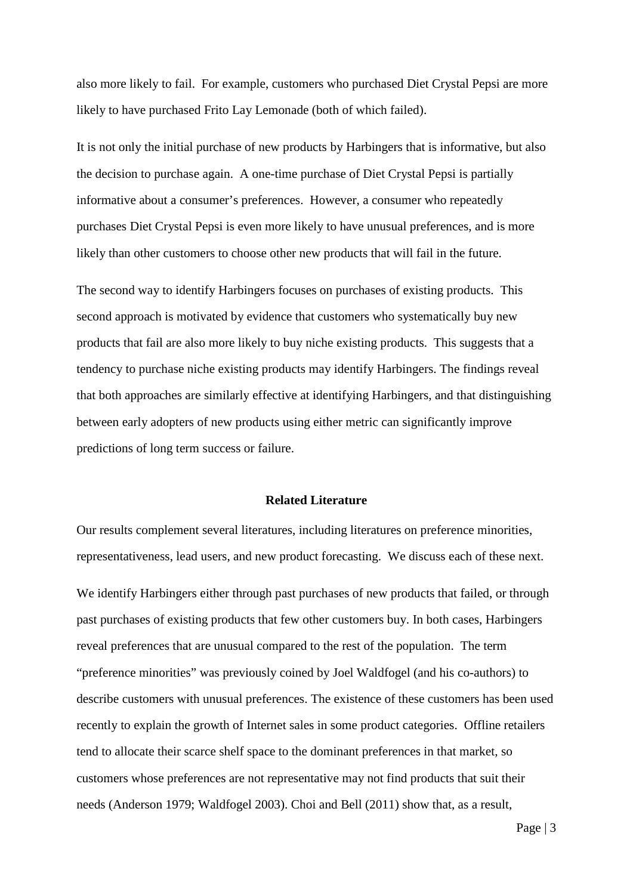also more likely to fail. For example, customers who purchased Diet Crystal Pepsi are more likely to have purchased Frito Lay Lemonade (both of which failed).

It is not only the initial purchase of new products by Harbingers that is informative, but also the decision to purchase again. A one-time purchase of Diet Crystal Pepsi is partially informative about a consumer's preferences. However, a consumer who repeatedly purchases Diet Crystal Pepsi is even more likely to have unusual preferences, and is more likely than other customers to choose other new products that will fail in the future.

The second way to identify Harbingers focuses on purchases of existing products. This second approach is motivated by evidence that customers who systematically buy new products that fail are also more likely to buy niche existing products. This suggests that a tendency to purchase niche existing products may identify Harbingers. The findings reveal that both approaches are similarly effective at identifying Harbingers, and that distinguishing between early adopters of new products using either metric can significantly improve predictions of long term success or failure.

## Related Literature

Our results complement several literatures, including literatures on preference minorities, representativeness, lead users, and new product forecasting. We discuss each of these next.

We identify Harbingers either through past purchases of new products that failed, or through past purchases of existing products that few other customers buy. In both cases, Harbingers reveal preferences that are unusual compared to the rest of the population. The term "preference minorities" was previously coined by Joel Waldfogel (and his co-authors) to describe customers with unusual preferences. The existence of these customers has been used recently to explain the growth of Internet sales in some product categories. Offline retailers tend to allocate their scarce shelf space to the dominant preferences in that market, so customers whose preferences are not representative may not find products that suit their needs (Anderson 1979; Waldfogel 2003). Choi and Bell (2011) show that, as a result,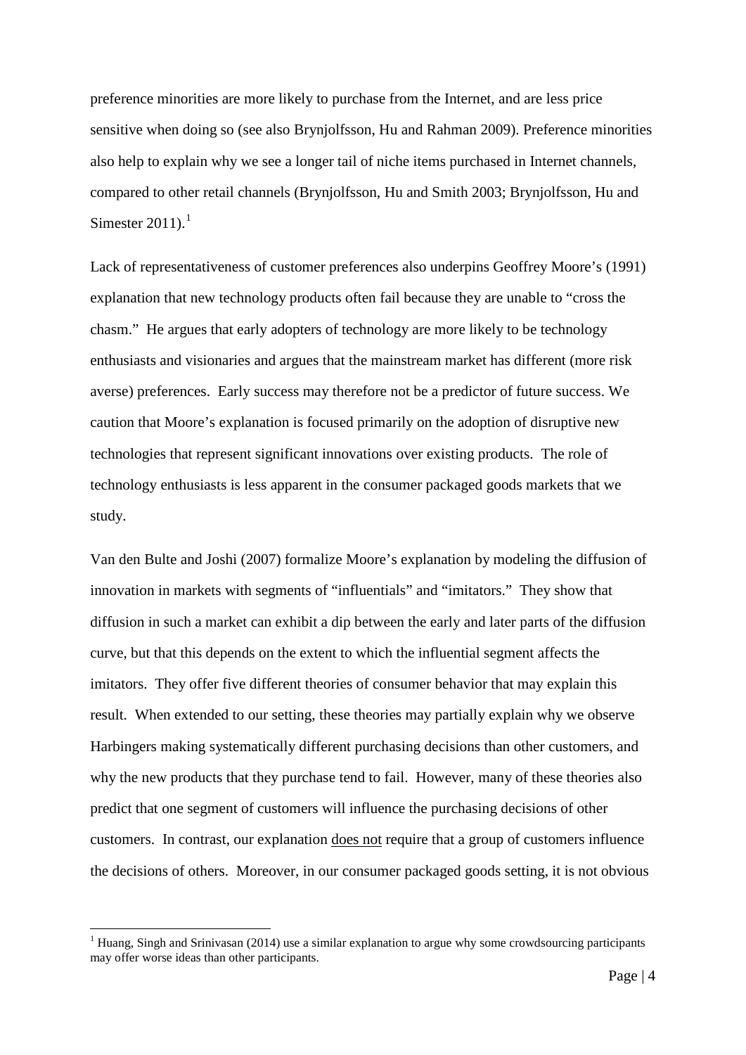preference minorities are more likely to purchase from the Internet, and are less price sensitive when doing so (see also Brynjolfsson, Hu and Rahman 2009). Preference minorities also help to explain why we see a longer tail of niche items purchased in Internet channels, compared to other retail channels (Brynjolfsson, Hu and Smith 2003; Brynjolfsson, Hu and Simester 2011).[1]

Lack of representativeness of customer preferences also underpins Geoffrey Moore's (1991) explanation that new technology products often fail because they are unable to "cross the chasm." He argues that early adopters of technology are more likely to be technology enthusiasts and visionaries and argues that the mainstream market has different (more risk averse) preferences. Early success may therefore not be a predictor of future success. We caution that Moore's explanation is focused primarily on the adoption of disruptive new technologies that represent significant innovations over existing products. The role of technology enthusiasts is less apparent in the consumer packaged goods markets that we study.

Van den Bulte and Joshi (2007) formalize Moore's explanation by modeling the diffusion of innovation in markets with segments of "influentials" and "imitators." They show that diffusion in such a market can exhibit a dip between the early and later parts of the diffusion curve, but that this depends on the extent to which the influential segment affects the imitators. They offer five different theories of consumer behavior that may explain this result. When extended to our setting, these theories may partially explain why we observe Harbingers making systematically different purchasing decisions than other customers, and why the new products that they purchase tend to fail. However, many of these theories also predict that one segment of customers will influence the purchasing decisions of other customers. In contrast, our explanation does not require that a group of customers influence the decisions of others. Moreover, in our consumer packaged goods setting, it is not obvious

[1] Huang, Singh and Srinivasan (2014) use a similar explanation to argue why some crowdsourcing participants may offer worse ideas than other participants.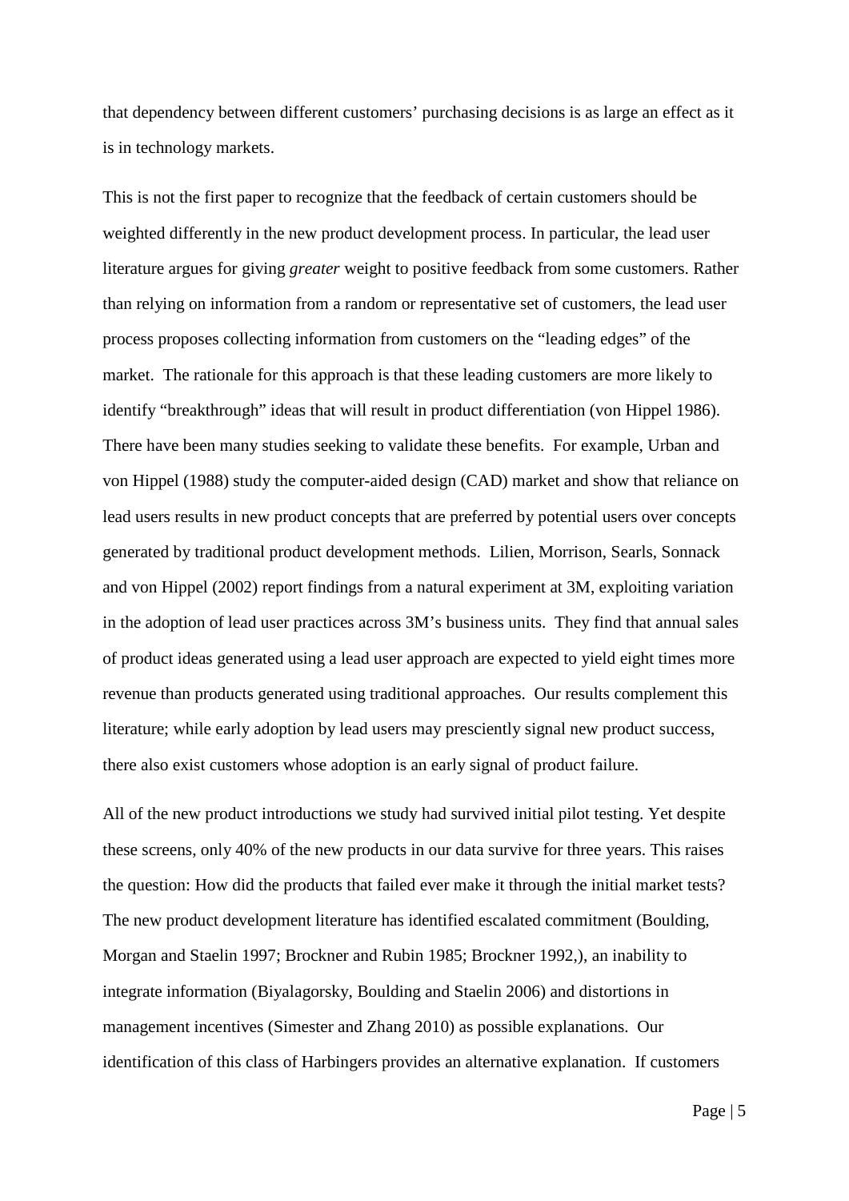that dependency between different customers' purchasing decisions is as large an effect as it is in technology markets.

This is not the first paper to recognize that the feedback of certain customers should be weighted differently in the new product development process. In particular, the lead user literature argues for giving *greater* weight to positive feedback from some customers. Rather than relying on information from a random or representative set of customers, the lead user process proposes collecting information from customers on the "leading edges" of the market. The rationale for this approach is that these leading customers are more likely to identify "breakthrough" ideas that will result in product differentiation (von Hippel 1986). There have been many studies seeking to validate these benefits. For example, Urban and von Hippel (1988) study the computer-aided design (CAD) market and show that reliance on lead users results in new product concepts that are preferred by potential users over concepts generated by traditional product development methods. Lilien, Morrison, Searls, Sonnack and von Hippel (2002) report findings from a natural experiment at 3M, exploiting variation in the adoption of lead user practices across 3M's business units. They find that annual sales of product ideas generated using a lead user approach are expected to yield eight times more revenue than products generated using traditional approaches. Our results complement this literature; while early adoption by lead users may presciently signal new product success, there also exist customers whose adoption is an early signal of product failure.

All of the new product introductions we study had survived initial pilot testing. Yet despite these screens, only 40% of the new products in our data survive for three years. This raises the question: How did the products that failed ever make it through the initial market tests? The new product development literature has identified escalated commitment (Boulding, Morgan and Staelin 1997; Brockner and Rubin 1985; Brockner 1992,), an inability to integrate information (Biyalagorsky, Boulding and Staelin 2006) and distortions in management incentives (Simester and Zhang 2010) as possible explanations. Our identification of this class of Harbingers provides an alternative explanation. If customers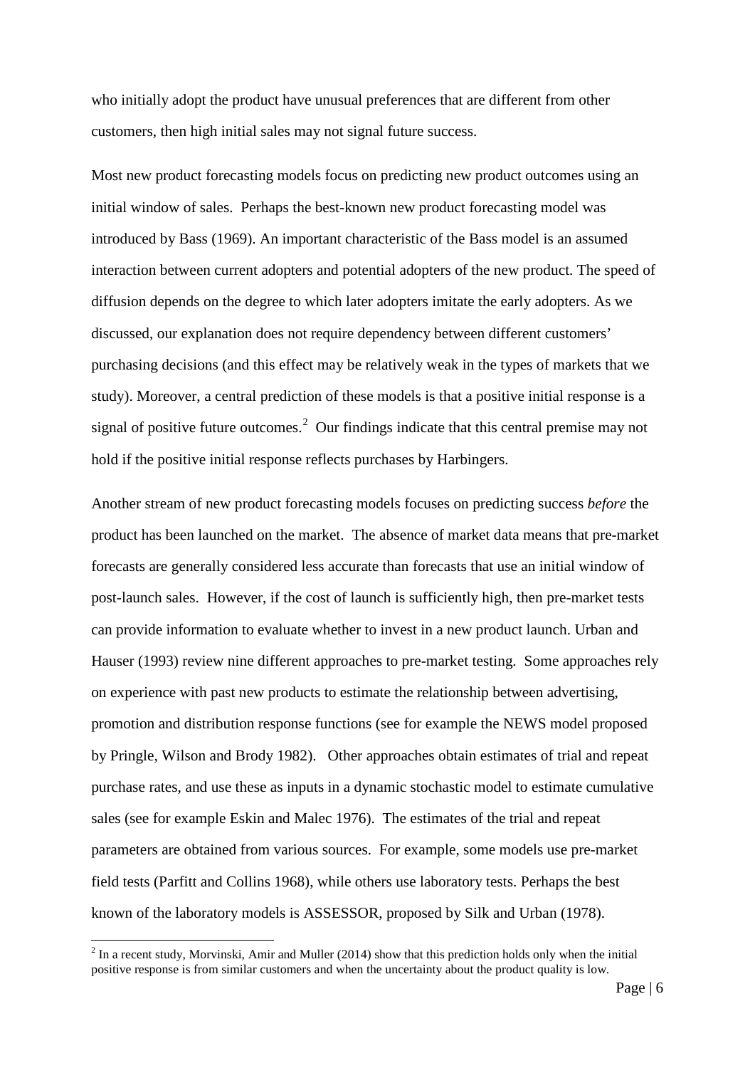who initially adopt the product have unusual preferences that are different from other customers, then high initial sales may not signal future success.

Most new product forecasting models focus on predicting new product outcomes using an initial window of sales. Perhaps the best-known new product forecasting model was introduced by Bass (1969). An important characteristic of the Bass model is an assumed interaction between current adopters and potential adopters of the new product. The speed of diffusion depends on the degree to which later adopters imitate the early adopters. As we discussed, our explanation does not require dependency between different customers' purchasing decisions (and this effect may be relatively weak in the types of markets that we study). Moreover, a central prediction of these models is that a positive initial response is a signal of positive future outcomes.[2] Our findings indicate that this central premise may not hold if the positive initial response reflects purchases by Harbingers.

Another stream of new product forecasting models focuses on predicting success *before* the product has been launched on the market. The absence of market data means that pre-market forecasts are generally considered less accurate than forecasts that use an initial window of post-launch sales. However, if the cost of launch is sufficiently high, then pre-market tests can provide information to evaluate whether to invest in a new product launch. Urban and Hauser (1993) review nine different approaches to pre-market testing. Some approaches rely on experience with past new products to estimate the relationship between advertising, promotion and distribution response functions (see for example the NEWS model proposed by Pringle, Wilson and Brody 1982). Other approaches obtain estimates of trial and repeat purchase rates, and use these as inputs in a dynamic stochastic model to estimate cumulative sales (see for example Eskin and Malec 1976). The estimates of the trial and repeat parameters are obtained from various sources. For example, some models use pre-market field tests (Parfitt and Collins 1968), while others use laboratory tests. Perhaps the best known of the laboratory models is ASSESSOR, proposed by Silk and Urban (1978).

[2] In a recent study, Morvinski, Amir and Muller (2014) show that this prediction holds only when the initial positive response is from similar customers and when the uncertainty about the product quality is low.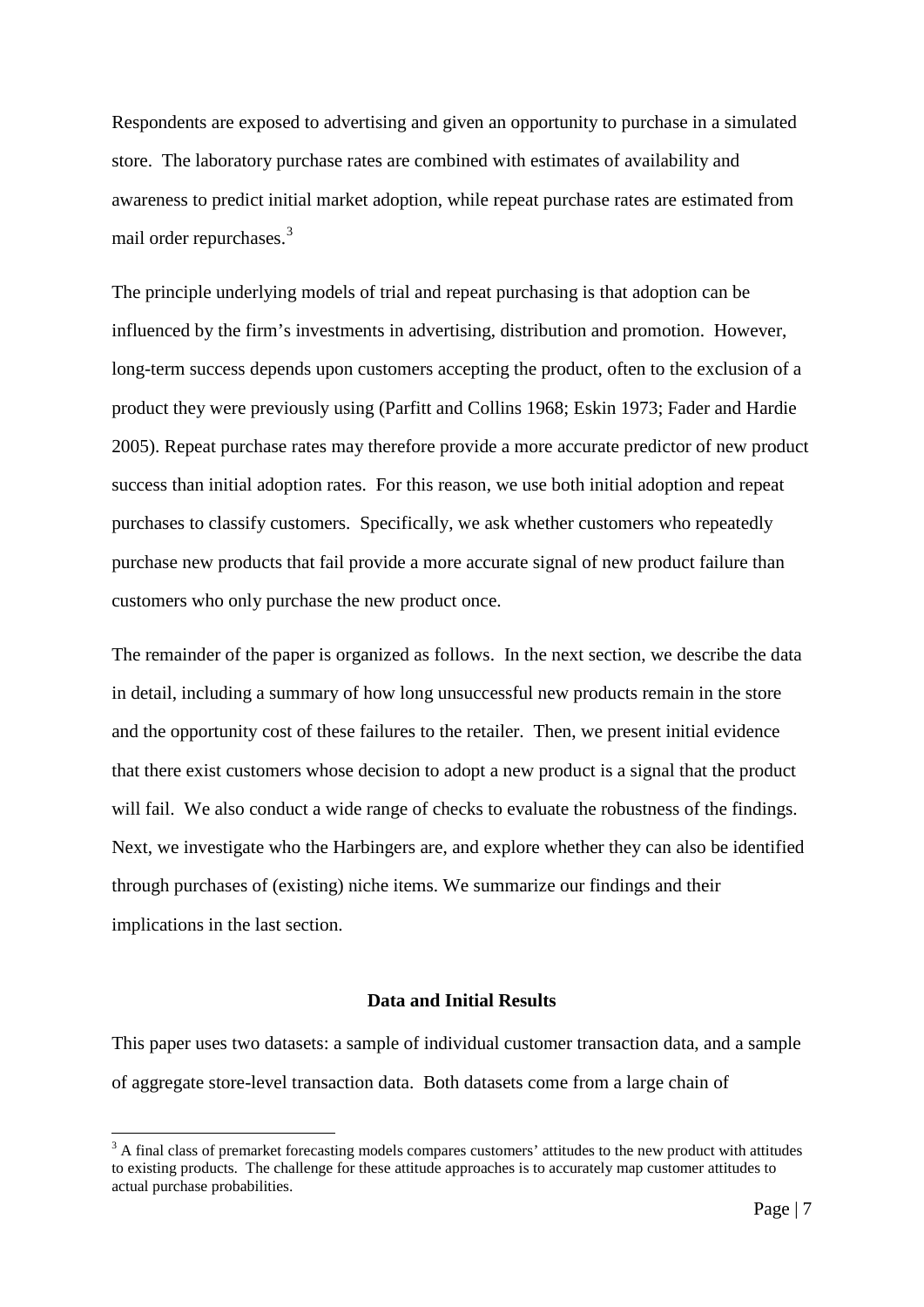Respondents are exposed to advertising and given an opportunity to purchase in a simulated store. The laboratory purchase rates are combined with estimates of availability and awareness to predict initial market adoption, while repeat purchase rates are estimated from mail order repurchases.[3]

The principle underlying models of trial and repeat purchasing is that adoption can be influenced by the firm's investments in advertising, distribution and promotion. However, long-term success depends upon customers accepting the product, often to the exclusion of a product they were previously using (Parfitt and Collins 1968; Eskin 1973; Fader and Hardie 2005). Repeat purchase rates may therefore provide a more accurate predictor of new product success than initial adoption rates. For this reason, we use both initial adoption and repeat purchases to classify customers. Specifically, we ask whether customers who repeatedly purchase new products that fail provide a more accurate signal of new product failure than customers who only purchase the new product once.

The remainder of the paper is organized as follows. In the next section, we describe the data in detail, including a summary of how long unsuccessful new products remain in the store and the opportunity cost of these failures to the retailer. Then, we present initial evidence that there exist customers whose decision to adopt a new product is a signal that the product will fail. We also conduct a wide range of checks to evaluate the robustness of the findings. Next, we investigate who the Harbingers are, and explore whether they can also be identified through purchases of (existing) niche items. We summarize our findings and their implications in the last section.

## Data and Initial Results

This paper uses two datasets: a sample of individual customer transaction data, and a sample of aggregate store-level transaction data. Both datasets come from a large chain of

[3] A final class of premarket forecasting models compares customers' attitudes to the new product with attitudes to existing products. The challenge for these attitude approaches is to accurately map customer attitudes to actual purchase probabilities.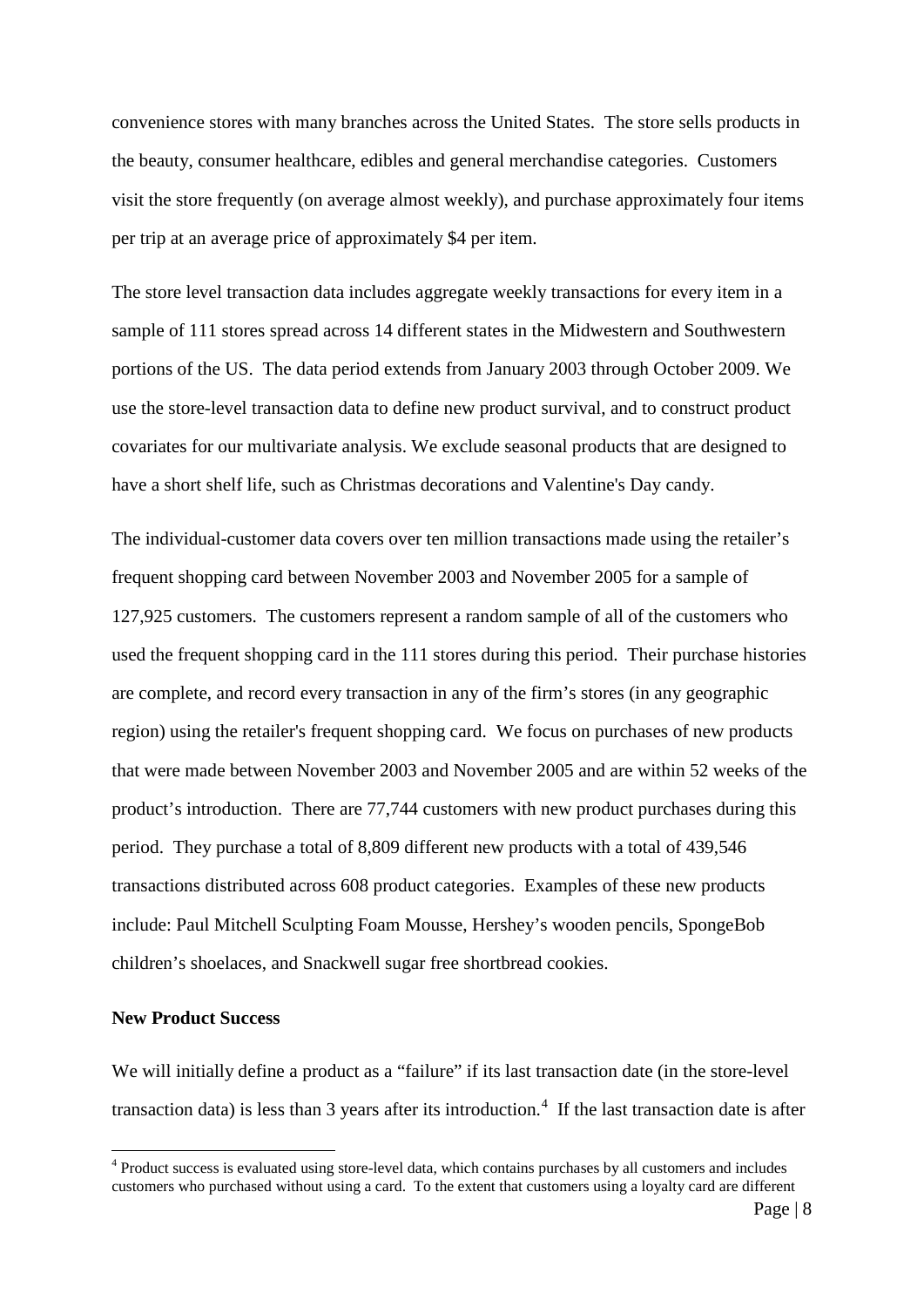convenience stores with many branches across the United States. The store sells products in the beauty, consumer healthcare, edibles and general merchandise categories. Customers visit the store frequently (on average almost weekly), and purchase approximately four items per trip at an average price of approximately $4 per item.

The store level transaction data includes aggregate weekly transactions for every item in a sample of 111 stores spread across 14 different states in the Midwestern and Southwestern portions of the US. The data period extends from January 2003 through October 2009. We use the store-level transaction data to define new product survival, and to construct product covariates for our multivariate analysis. We exclude seasonal products that are designed to have a short shelf life, such as Christmas decorations and Valentine's Day candy.

The individual-customer data covers over ten million transactions made using the retailer's frequent shopping card between November 2003 and November 2005 for a sample of 127,925 customers. The customers represent a random sample of all of the customers who used the frequent shopping card in the 111 stores during this period. Their purchase histories are complete, and record every transaction in any of the firm's stores (in any geographic region) using the retailer's frequent shopping card. We focus on purchases of new products that were made between November 2003 and November 2005 and are within 52 weeks of the product's introduction. There are 77,744 customers with new product purchases during this period. They purchase a total of 8,809 different new products with a total of 439,546 transactions distributed across 608 product categories. Examples of these new products include: Paul Mitchell Sculpting Foam Mousse, Hershey's wooden pencils, SpongeBob children's shoelaces, and Snackwell sugar free shortbread cookies.

**New Product Success**

We will initially define a product as a "failure" if its last transaction date (in the store-level transaction data) is less than 3 years after its introduction.[4] If the last transaction date is after

[4] Product success is evaluated using store-level data, which contains purchases by all customers and includes customers who purchased without using a card. To the extent that customers using a loyalty card are different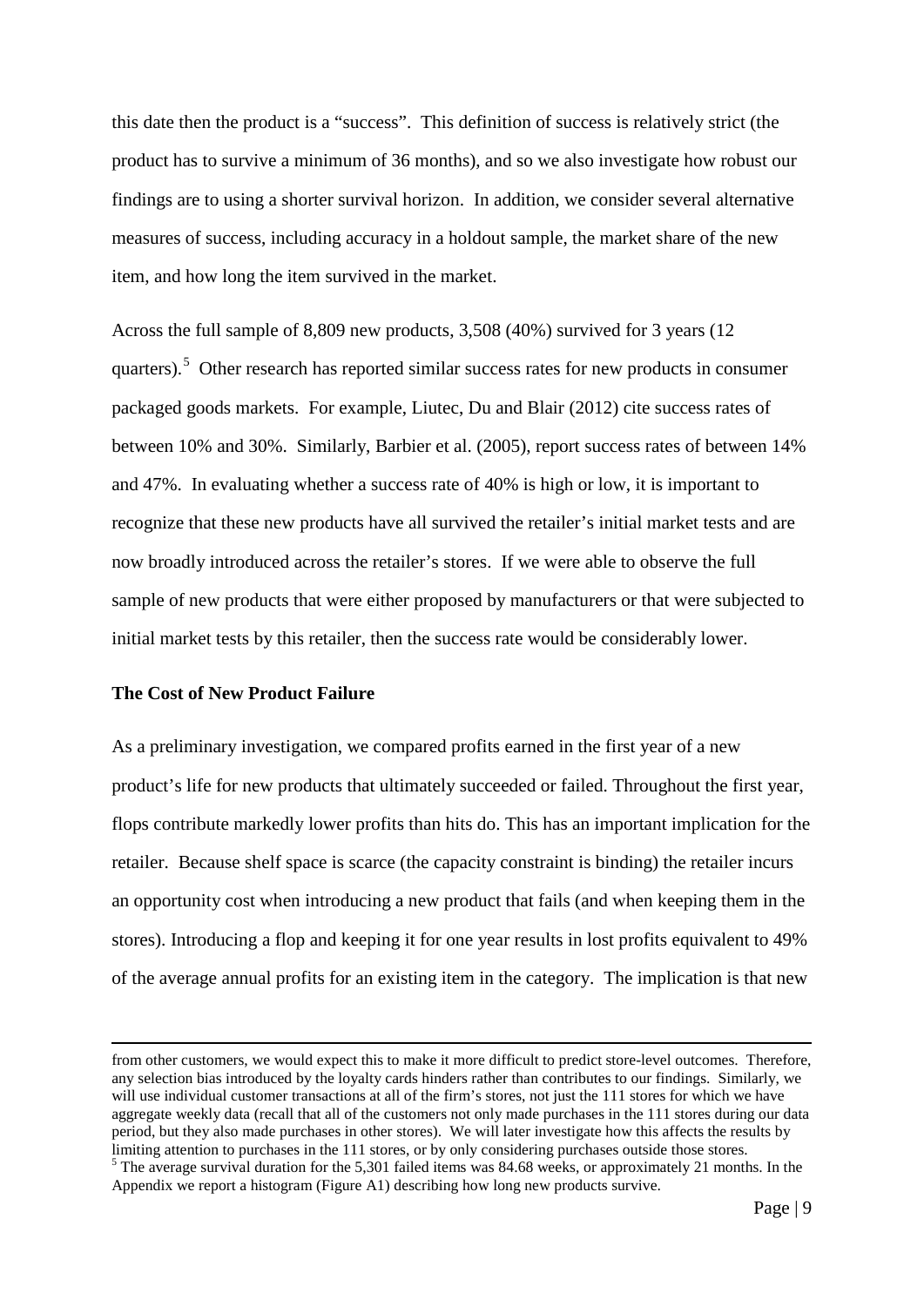this date then the product is a "success". This definition of success is relatively strict (the product has to survive a minimum of 36 months), and so we also investigate how robust our findings are to using a shorter survival horizon. In addition, we consider several alternative measures of success, including accuracy in a holdout sample, the market share of the new item, and how long the item survived in the market.

Across the full sample of 8,809 new products, 3,508 (40%) survived for 3 years (12 quarters).[5] Other research has reported similar success rates for new products in consumer packaged goods markets. For example, Liutec, Du and Blair (2012) cite success rates of between 10% and 30%. Similarly, Barbier et al. (2005), report success rates of between 14% and 47%. In evaluating whether a success rate of 40% is high or low, it is important to recognize that these new products have all survived the retailer's initial market tests and are now broadly introduced across the retailer's stores. If we were able to observe the full sample of new products that were either proposed by manufacturers or that were subjected to initial market tests by this retailer, then the success rate would be considerably lower.

**The Cost of New Product Failure**

As a preliminary investigation, we compared profits earned in the first year of a new product's life for new products that ultimately succeeded or failed. Throughout the first year, flops contribute markedly lower profits than hits do. This has an important implication for the retailer. Because shelf space is scarce (the capacity constraint is binding) the retailer incurs an opportunity cost when introducing a new product that fails (and when keeping them in the stores). Introducing a flop and keeping it for one year results in lost profits equivalent to 49% of the average annual profits for an existing item in the category. The implication is that new

---

from other customers, we would expect this to make it more difficult to predict store-level outcomes. Therefore, any selection bias introduced by the loyalty cards hinders rather than contributes to our findings. Similarly, we will use individual customer transactions at all of the firm's stores, not just the 111 stores for which we have aggregate weekly data (recall that all of the customers not only made purchases in the 111 stores during our data period, but they also made purchases in other stores). We will later investigate how this affects the results by limiting attention to purchases in the 111 stores, or by only considering purchases outside those stores.

[5] The average survival duration for the 5,301 failed items was 84.68 weeks, or approximately 21 months. In the Appendix we report a histogram (Figure A1) describing how long new products survive.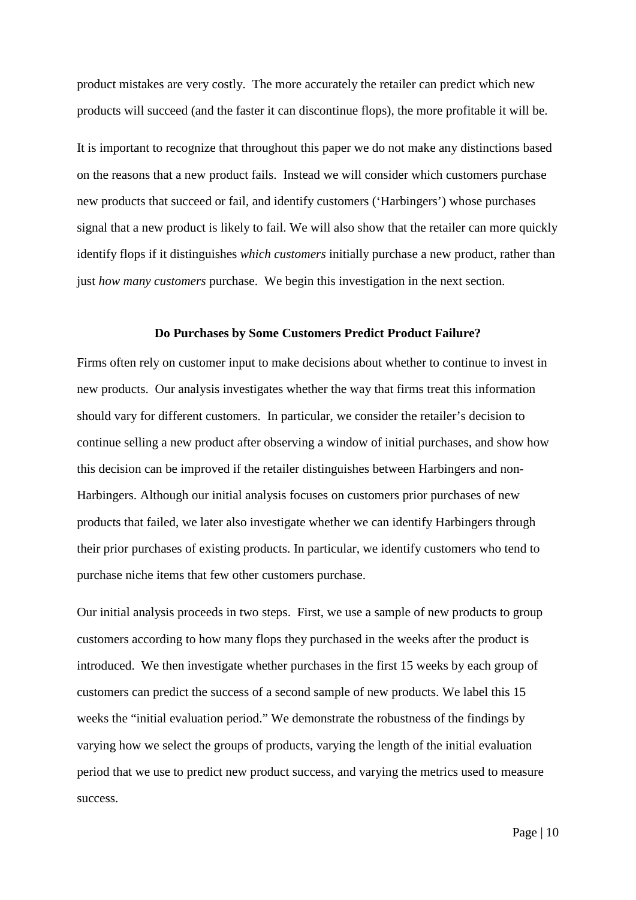product mistakes are very costly. The more accurately the retailer can predict which new products will succeed (and the faster it can discontinue flops), the more profitable it will be.

It is important to recognize that throughout this paper we do not make any distinctions based on the reasons that a new product fails. Instead we will consider which customers purchase new products that succeed or fail, and identify customers ('Harbingers') whose purchases signal that a new product is likely to fail. We will also show that the retailer can more quickly identify flops if it distinguishes *which customers* initially purchase a new product, rather than just *how many customers* purchase. We begin this investigation in the next section.

## Do Purchases by Some Customers Predict Product Failure?

Firms often rely on customer input to make decisions about whether to continue to invest in new products. Our analysis investigates whether the way that firms treat this information should vary for different customers. In particular, we consider the retailer's decision to continue selling a new product after observing a window of initial purchases, and show how this decision can be improved if the retailer distinguishes between Harbingers and non-Harbingers. Although our initial analysis focuses on customers prior purchases of new products that failed, we later also investigate whether we can identify Harbingers through their prior purchases of existing products. In particular, we identify customers who tend to purchase niche items that few other customers purchase.

Our initial analysis proceeds in two steps. First, we use a sample of new products to group customers according to how many flops they purchased in the weeks after the product is introduced. We then investigate whether purchases in the first 15 weeks by each group of customers can predict the success of a second sample of new products. We label this 15 weeks the "initial evaluation period." We demonstrate the robustness of the findings by varying how we select the groups of products, varying the length of the initial evaluation period that we use to predict new product success, and varying the metrics used to measure success.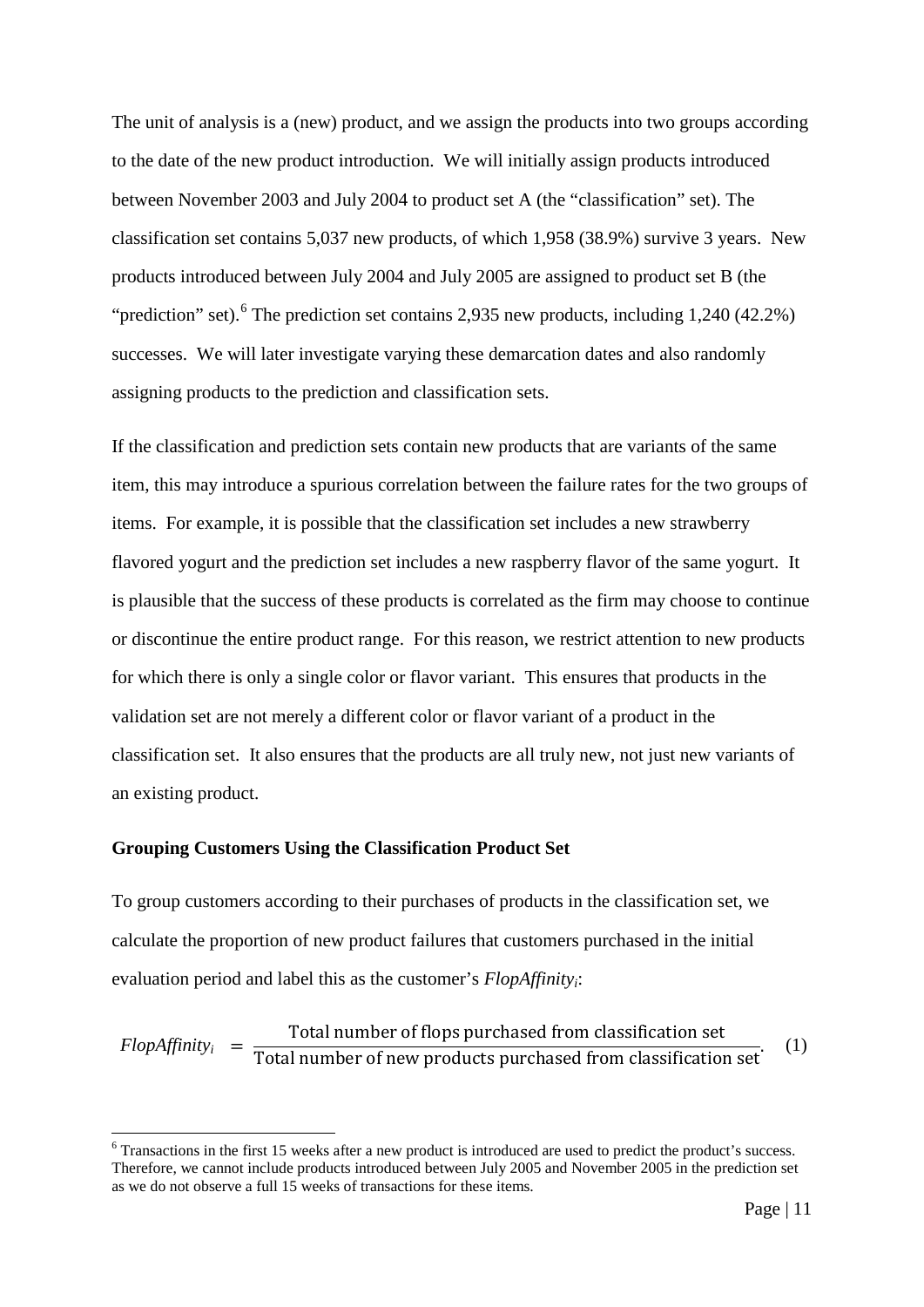The unit of analysis is a (new) product, and we assign the products into two groups according to the date of the new product introduction. We will initially assign products introduced between November 2003 and July 2004 to product set A (the "classification" set). The classification set contains 5,037 new products, of which 1,958 (38.9%) survive 3 years. New products introduced between July 2004 and July 2005 are assigned to product set B (the "prediction" set).[6] The prediction set contains 2,935 new products, including 1,240 (42.2%) successes. We will later investigate varying these demarcation dates and also randomly assigning products to the prediction and classification sets.

If the classification and prediction sets contain new products that are variants of the same item, this may introduce a spurious correlation between the failure rates for the two groups of items. For example, it is possible that the classification set includes a new strawberry flavored yogurt and the prediction set includes a new raspberry flavor of the same yogurt. It is plausible that the success of these products is correlated as the firm may choose to continue or discontinue the entire product range. For this reason, we restrict attention to new products for which there is only a single color or flavor variant. This ensures that products in the validation set are not merely a different color or flavor variant of a product in the classification set. It also ensures that the products are all truly new, not just new variants of an existing product.

**Grouping Customers Using the Classification Product Set**

To group customers according to their purchases of products in the classification set, we calculate the proportion of new product failures that customers purchased in the initial evaluation period and label this as the customer's $FlopAffinity_i$:

$$FlopAffinity_i = \frac{\text{Total number of flops purchased from classification set}}{\text{Total number of new products purchased from classification set}}. \quad (1)$$

[6] Transactions in the first 15 weeks after a new product is introduced are used to predict the product's success. Therefore, we cannot include products introduced between July 2005 and November 2005 in the prediction set as we do not observe a full 15 weeks of transactions for these items.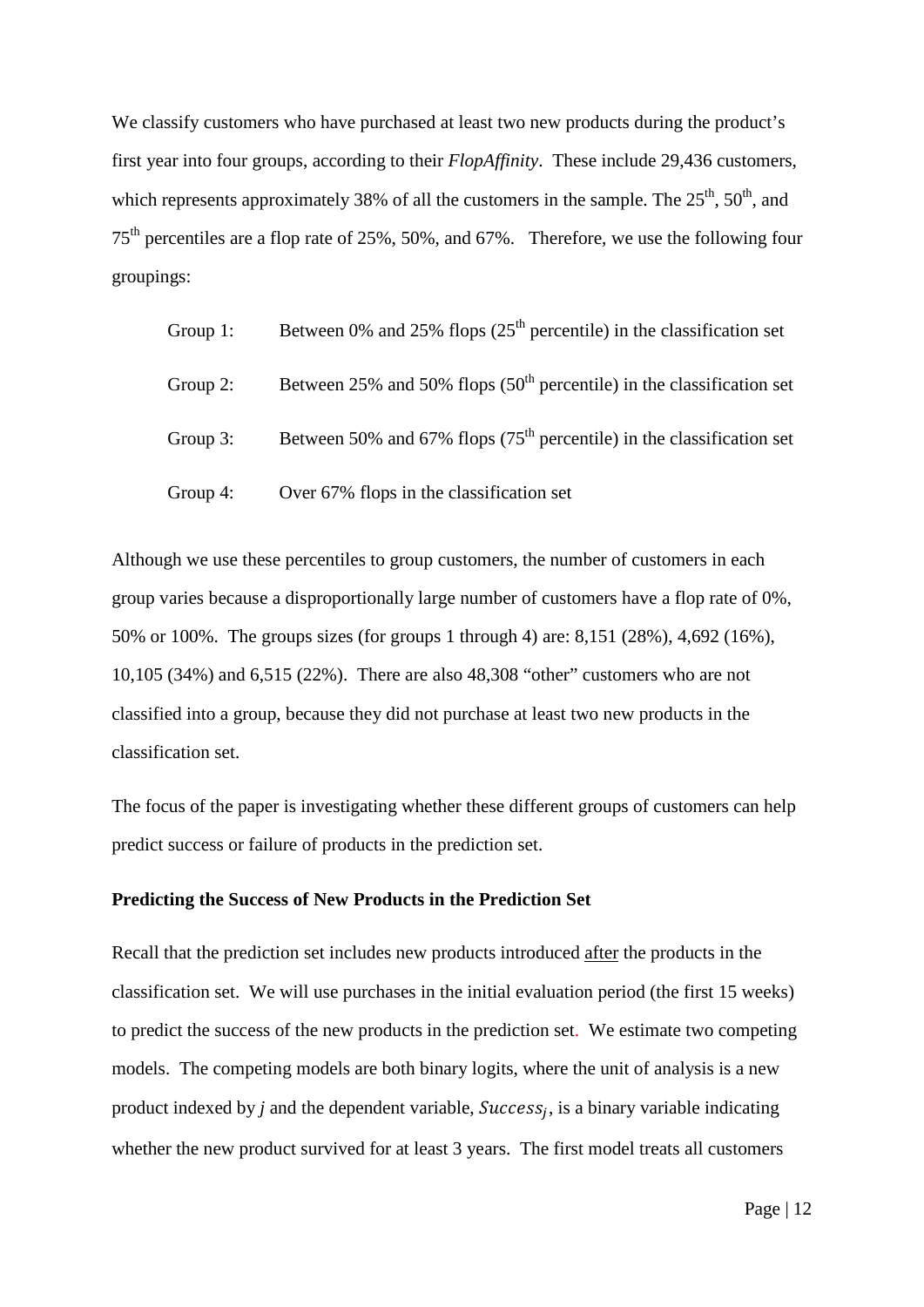We classify customers who have purchased at least two new products during the product's first year into four groups, according to their *FlopAffinity*. These include 29,436 customers, which represents approximately 38% of all the customers in the sample. The 25th, 50th, and 75th percentiles are a flop rate of 25%, 50%, and 67%. Therefore, we use the following four groupings:

Group 1: Between 0% and 25% flops (25th percentile) in the classification set

Group 2: Between 25% and 50% flops (50th percentile) in the classification set

Group 3: Between 50% and 67% flops (75th percentile) in the classification set

Group 4: Over 67% flops in the classification set

Although we use these percentiles to group customers, the number of customers in each group varies because a disproportionally large number of customers have a flop rate of 0%, 50% or 100%. The groups sizes (for groups 1 through 4) are: 8,151 (28%), 4,692 (16%), 10,105 (34%) and 6,515 (22%). There are also 48,308 "other" customers who are not classified into a group, because they did not purchase at least two new products in the classification set.

The focus of the paper is investigating whether these different groups of customers can help predict success or failure of products in the prediction set.

**Predicting the Success of New Products in the Prediction Set**

Recall that the prediction set includes new products introduced after the products in the classification set. We will use purchases in the initial evaluation period (the first 15 weeks) to predict the success of the new products in the prediction set. We estimate two competing models. The competing models are both binary logits, where the unit of analysis is a new product indexed by *j* and the dependent variable, $Success_j$, is a binary variable indicating whether the new product survived for at least 3 years. The first model treats all customers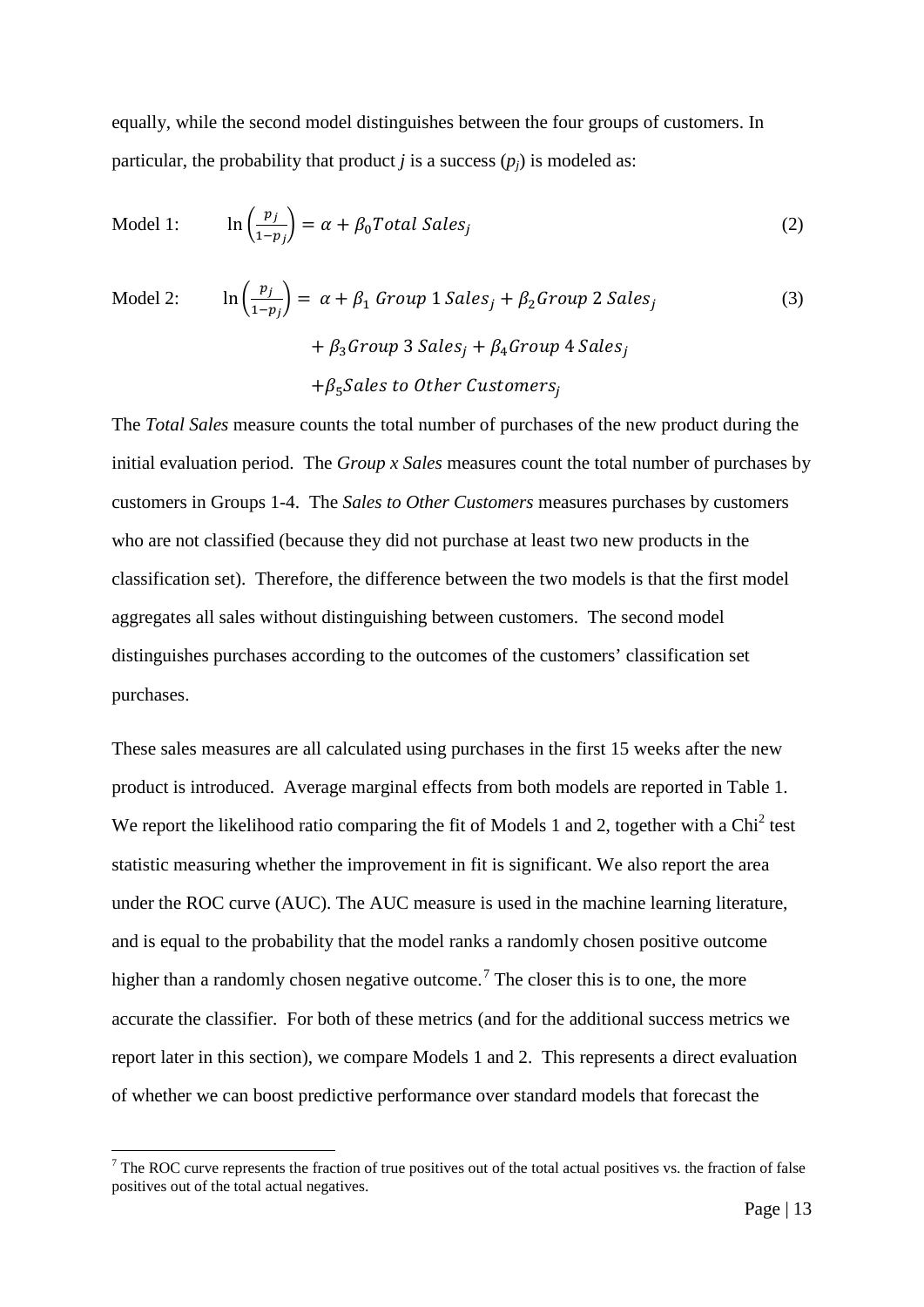equally, while the second model distinguishes between the four groups of customers. In particular, the probability that product $j$ is a success ($p_j$) is modeled as:

$$\text{Model 1:} \qquad \ln\left(\frac{p_j}{1-p_j}\right) = \alpha + \beta_0 Total\ Sales_j \tag{2}$$

$$\text{Model 2:} \qquad \ln\left(\frac{p_j}{1-p_j}\right) = \alpha + \beta_1\ Group\ 1\ Sales_j + \beta_2 Group\ 2\ Sales_j + \beta_3 Group\ 3\ Sales_j + \beta_4 Group\ 4\ Sales_j + \beta_5 Sales\ to\ Other\ Customers_j \tag{3}$$

The *Total Sales* measure counts the total number of purchases of the new product during the initial evaluation period. The *Group x Sales* measures count the total number of purchases by customers in Groups 1-4. The *Sales to Other Customers* measures purchases by customers who are not classified (because they did not purchase at least two new products in the classification set). Therefore, the difference between the two models is that the first model aggregates all sales without distinguishing between customers. The second model distinguishes purchases according to the outcomes of the customers' classification set purchases.

These sales measures are all calculated using purchases in the first 15 weeks after the new product is introduced. Average marginal effects from both models are reported in Table 1. We report the likelihood ratio comparing the fit of Models 1 and 2, together with a $Chi^2$ test statistic measuring whether the improvement in fit is significant. We also report the area under the ROC curve (AUC). The AUC measure is used in the machine learning literature, and is equal to the probability that the model ranks a randomly chosen positive outcome higher than a randomly chosen negative outcome.[7] The closer this is to one, the more accurate the classifier. For both of these metrics (and for the additional success metrics we report later in this section), we compare Models 1 and 2. This represents a direct evaluation of whether we can boost predictive performance over standard models that forecast the

[7] The ROC curve represents the fraction of true positives out of the total actual positives vs. the fraction of false positives out of the total actual negatives.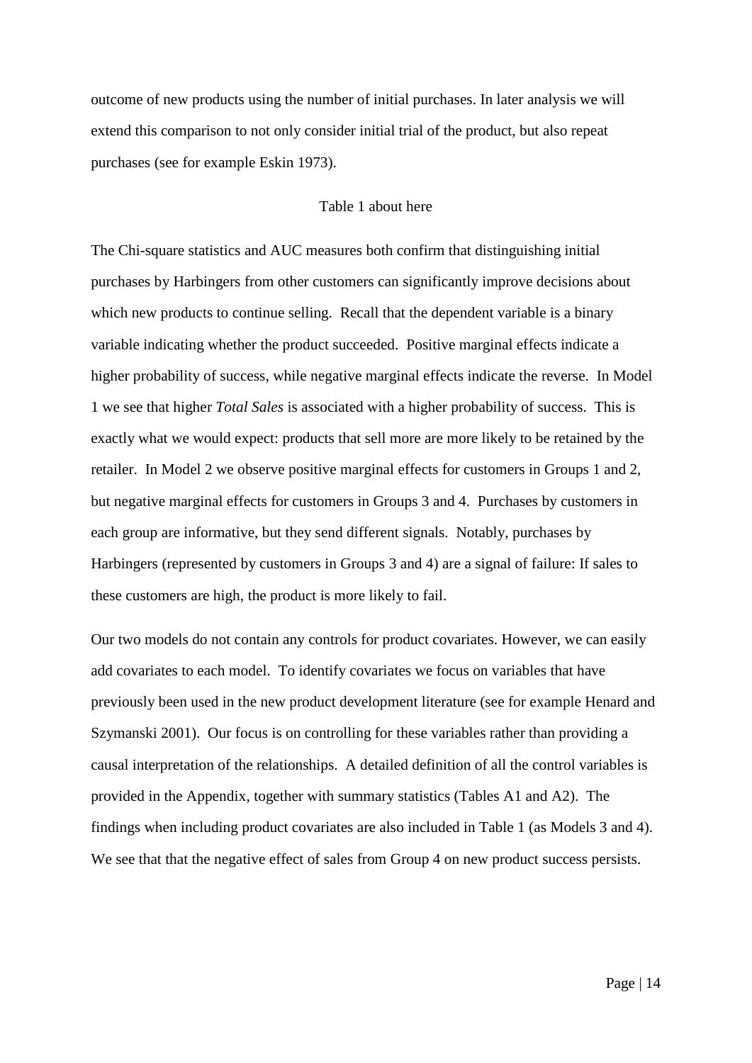outcome of new products using the number of initial purchases. In later analysis we will extend this comparison to not only consider initial trial of the product, but also repeat purchases (see for example Eskin 1973).

Table 1 about here

The Chi-square statistics and AUC measures both confirm that distinguishing initial purchases by Harbingers from other customers can significantly improve decisions about which new products to continue selling. Recall that the dependent variable is a binary variable indicating whether the product succeeded. Positive marginal effects indicate a higher probability of success, while negative marginal effects indicate the reverse. In Model 1 we see that higher *Total Sales* is associated with a higher probability of success. This is exactly what we would expect: products that sell more are more likely to be retained by the retailer. In Model 2 we observe positive marginal effects for customers in Groups 1 and 2, but negative marginal effects for customers in Groups 3 and 4. Purchases by customers in each group are informative, but they send different signals. Notably, purchases by Harbingers (represented by customers in Groups 3 and 4) are a signal of failure: If sales to these customers are high, the product is more likely to fail.

Our two models do not contain any controls for product covariates. However, we can easily add covariates to each model. To identify covariates we focus on variables that have previously been used in the new product development literature (see for example Henard and Szymanski 2001). Our focus is on controlling for these variables rather than providing a causal interpretation of the relationships. A detailed definition of all the control variables is provided in the Appendix, together with summary statistics (Tables A1 and A2). The findings when including product covariates are also included in Table 1 (as Models 3 and 4). We see that that the negative effect of sales from Group 4 on new product success persists.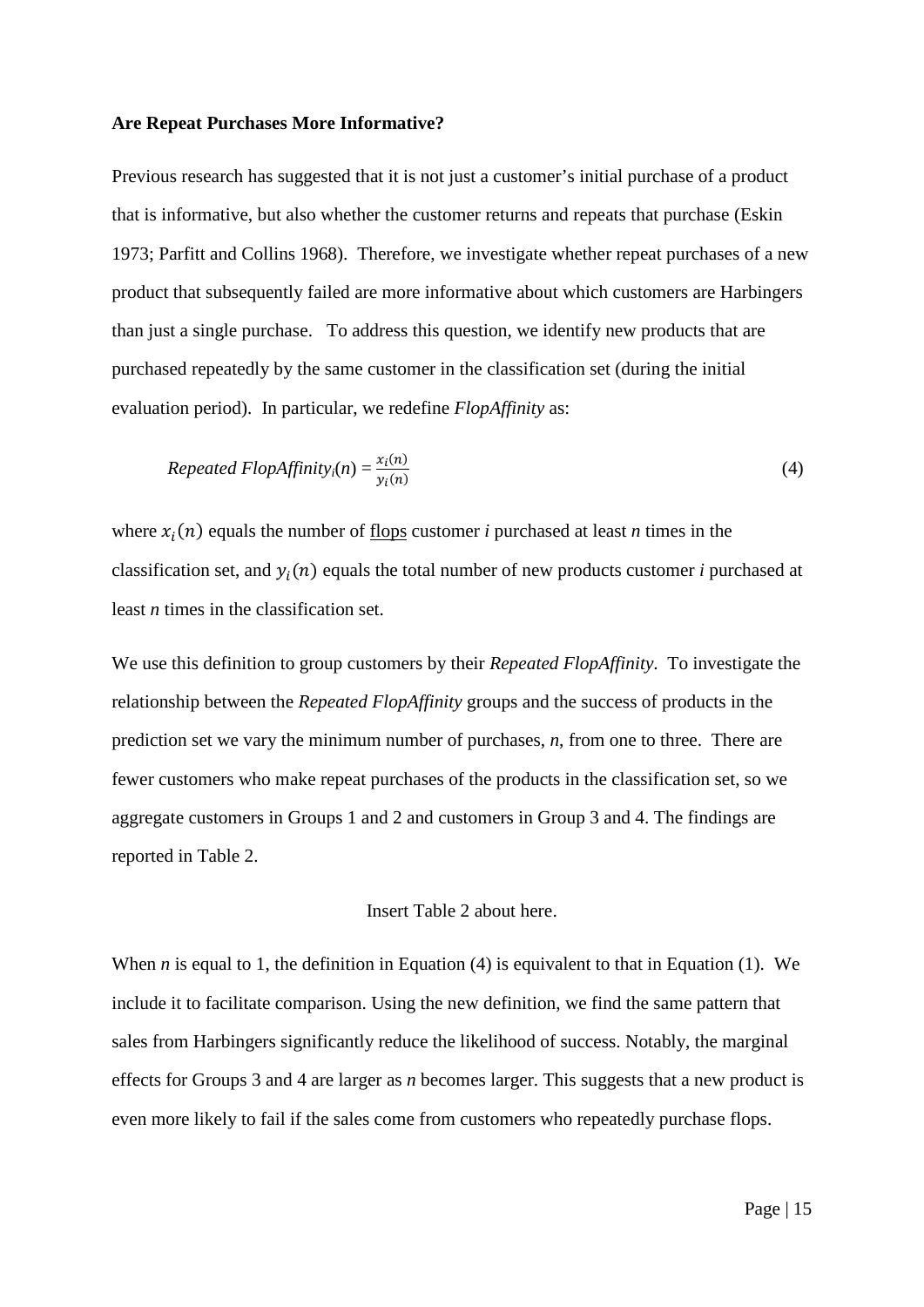**Are Repeat Purchases More Informative?**

Previous research has suggested that it is not just a customer's initial purchase of a product that is informative, but also whether the customer returns and repeats that purchase (Eskin 1973; Parfitt and Collins 1968). Therefore, we investigate whether repeat purchases of a new product that subsequently failed are more informative about which customers are Harbingers than just a single purchase. To address this question, we identify new products that are purchased repeatedly by the same customer in the classification set (during the initial evaluation period). In particular, we redefine *FlopAffinity* as:

$$\textit{Repeated FlopAffinity}_i(n) = \frac{x_i(n)}{y_i(n)} \tag{4}$$

where $x_i(n)$ equals the number of flops customer *i* purchased at least *n* times in the classification set, and $y_i(n)$ equals the total number of new products customer *i* purchased at least *n* times in the classification set.

We use this definition to group customers by their *Repeated FlopAffinity*. To investigate the relationship between the *Repeated FlopAffinity* groups and the success of products in the prediction set we vary the minimum number of purchases, *n*, from one to three. There are fewer customers who make repeat purchases of the products in the classification set, so we aggregate customers in Groups 1 and 2 and customers in Group 3 and 4. The findings are reported in Table 2.

Insert Table 2 about here.

When *n* is equal to 1, the definition in Equation (4) is equivalent to that in Equation (1). We include it to facilitate comparison. Using the new definition, we find the same pattern that sales from Harbingers significantly reduce the likelihood of success. Notably, the marginal effects for Groups 3 and 4 are larger as *n* becomes larger. This suggests that a new product is even more likely to fail if the sales come from customers who repeatedly purchase flops.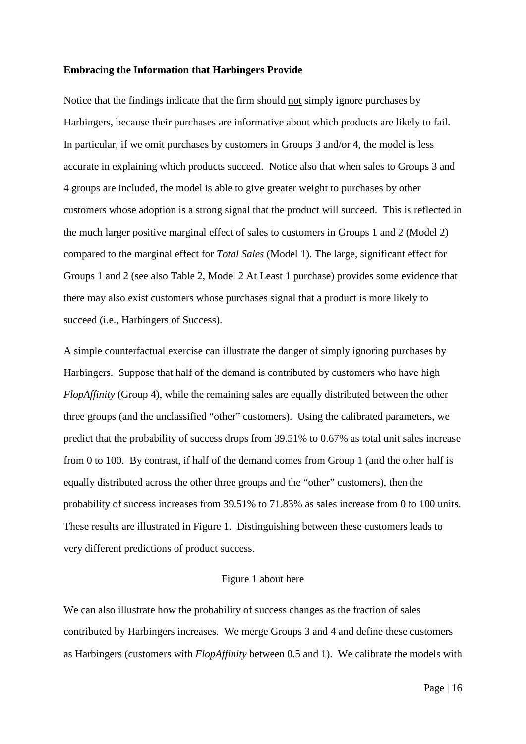**Embracing the Information that Harbingers Provide**

Notice that the findings indicate that the firm should not simply ignore purchases by Harbingers, because their purchases are informative about which products are likely to fail. In particular, if we omit purchases by customers in Groups 3 and/or 4, the model is less accurate in explaining which products succeed. Notice also that when sales to Groups 3 and 4 groups are included, the model is able to give greater weight to purchases by other customers whose adoption is a strong signal that the product will succeed. This is reflected in the much larger positive marginal effect of sales to customers in Groups 1 and 2 (Model 2) compared to the marginal effect for *Total Sales* (Model 1). The large, significant effect for Groups 1 and 2 (see also Table 2, Model 2 At Least 1 purchase) provides some evidence that there may also exist customers whose purchases signal that a product is more likely to succeed (i.e., Harbingers of Success).

A simple counterfactual exercise can illustrate the danger of simply ignoring purchases by Harbingers. Suppose that half of the demand is contributed by customers who have high *FlopAffinity* (Group 4), while the remaining sales are equally distributed between the other three groups (and the unclassified "other" customers). Using the calibrated parameters, we predict that the probability of success drops from 39.51% to 0.67% as total unit sales increase from 0 to 100. By contrast, if half of the demand comes from Group 1 (and the other half is equally distributed across the other three groups and the "other" customers), then the probability of success increases from 39.51% to 71.83% as sales increase from 0 to 100 units. These results are illustrated in Figure 1. Distinguishing between these customers leads to very different predictions of product success.

Figure 1 about here

We can also illustrate how the probability of success changes as the fraction of sales contributed by Harbingers increases. We merge Groups 3 and 4 and define these customers as Harbingers (customers with *FlopAffinity* between 0.5 and 1). We calibrate the models with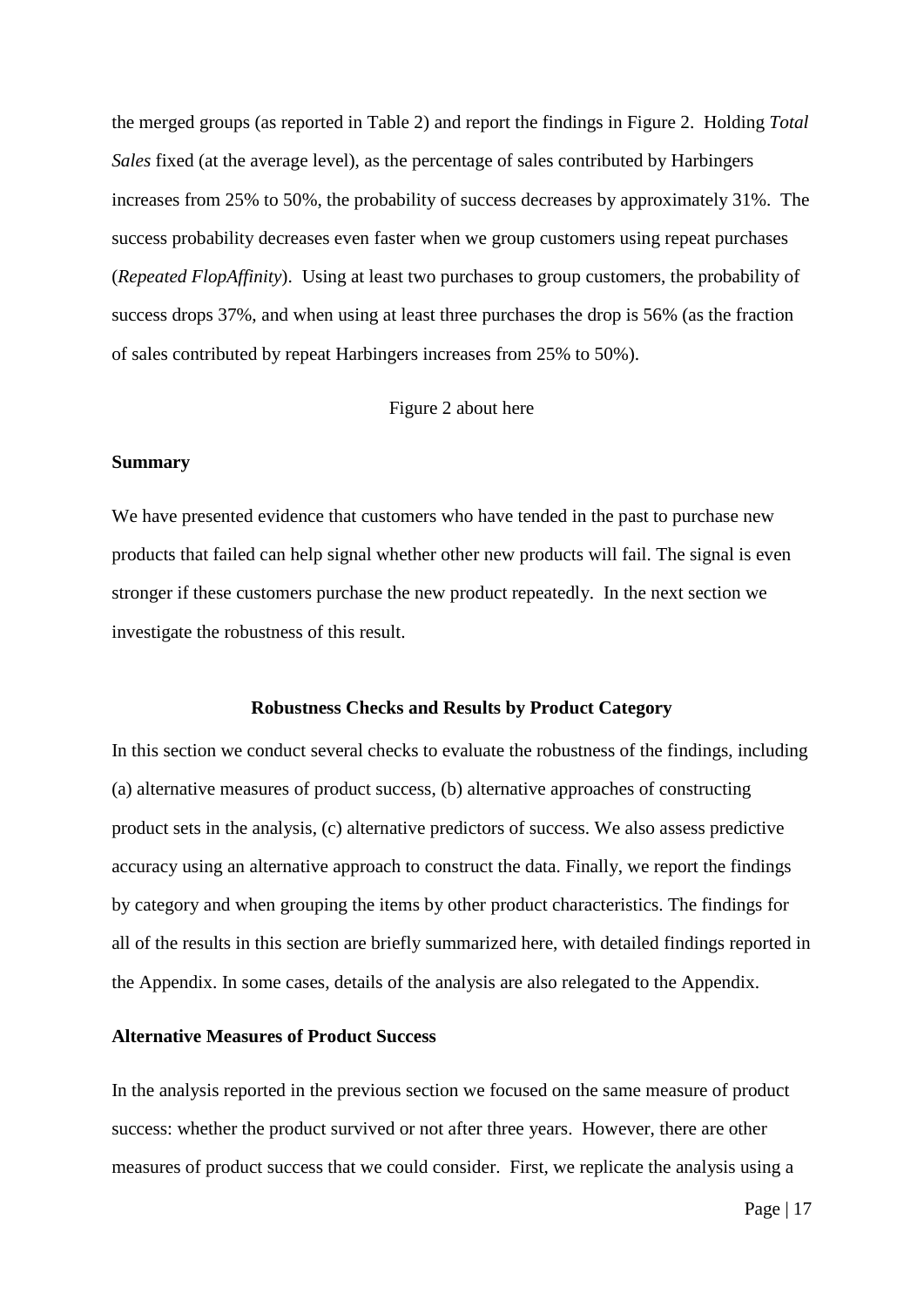the merged groups (as reported in Table 2) and report the findings in Figure 2. Holding *Total Sales* fixed (at the average level), as the percentage of sales contributed by Harbingers increases from 25% to 50%, the probability of success decreases by approximately 31%. The success probability decreases even faster when we group customers using repeat purchases (*Repeated FlopAffinity*). Using at least two purchases to group customers, the probability of success drops 37%, and when using at least three purchases the drop is 56% (as the fraction of sales contributed by repeat Harbingers increases from 25% to 50%).

Figure 2 about here

**Summary**

We have presented evidence that customers who have tended in the past to purchase new products that failed can help signal whether other new products will fail. The signal is even stronger if these customers purchase the new product repeatedly. In the next section we investigate the robustness of this result.

## Robustness Checks and Results by Product Category

In this section we conduct several checks to evaluate the robustness of the findings, including (a) alternative measures of product success, (b) alternative approaches of constructing product sets in the analysis, (c) alternative predictors of success. We also assess predictive accuracy using an alternative approach to construct the data. Finally, we report the findings by category and when grouping the items by other product characteristics. The findings for all of the results in this section are briefly summarized here, with detailed findings reported in the Appendix. In some cases, details of the analysis are also relegated to the Appendix.

**Alternative Measures of Product Success**

In the analysis reported in the previous section we focused on the same measure of product success: whether the product survived or not after three years. However, there are other measures of product success that we could consider. First, we replicate the analysis using a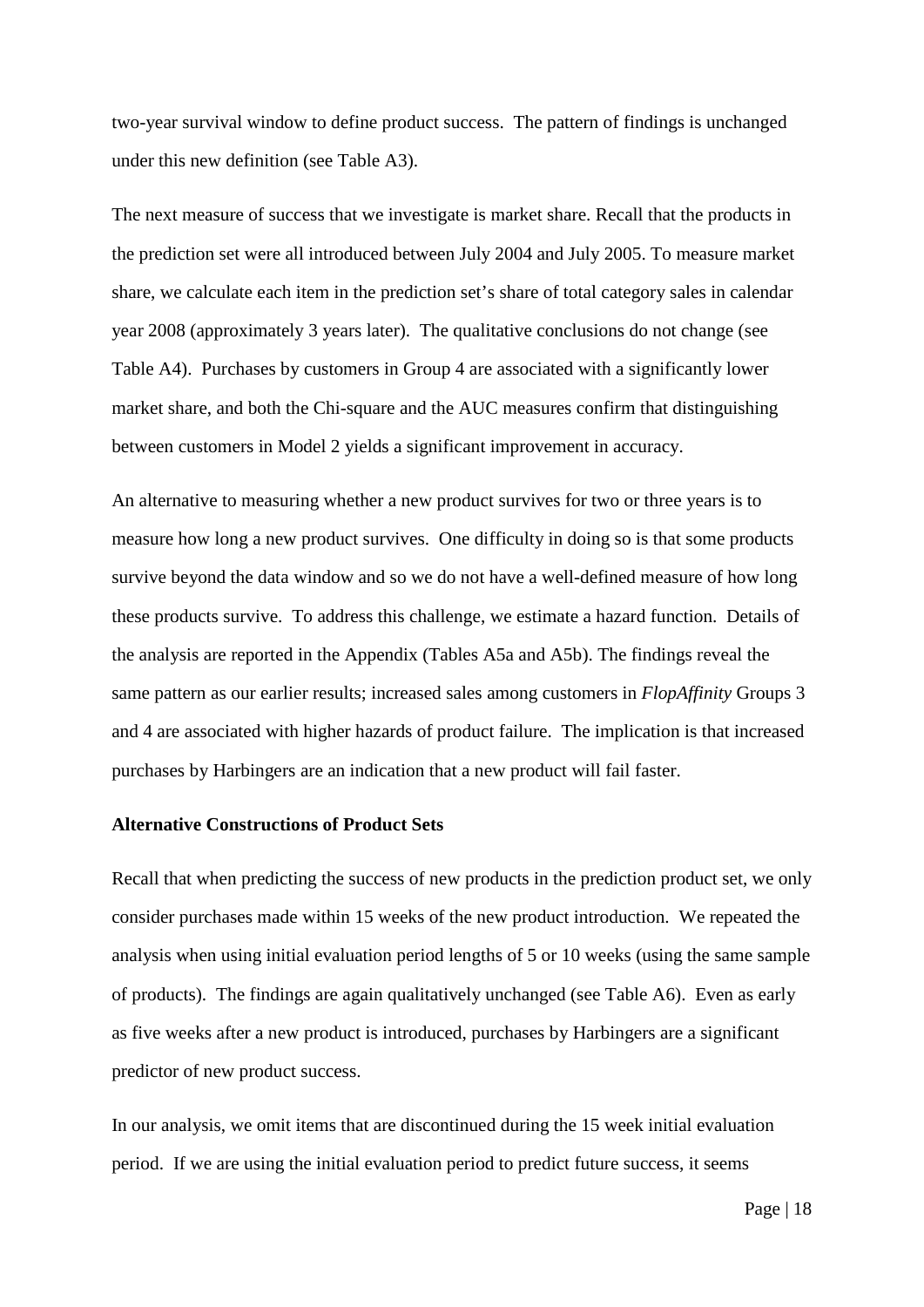two-year survival window to define product success. The pattern of findings is unchanged under this new definition (see Table A3).

The next measure of success that we investigate is market share. Recall that the products in the prediction set were all introduced between July 2004 and July 2005. To measure market share, we calculate each item in the prediction set's share of total category sales in calendar year 2008 (approximately 3 years later). The qualitative conclusions do not change (see Table A4). Purchases by customers in Group 4 are associated with a significantly lower market share, and both the Chi-square and the AUC measures confirm that distinguishing between customers in Model 2 yields a significant improvement in accuracy.

An alternative to measuring whether a new product survives for two or three years is to measure how long a new product survives. One difficulty in doing so is that some products survive beyond the data window and so we do not have a well-defined measure of how long these products survive. To address this challenge, we estimate a hazard function. Details of the analysis are reported in the Appendix (Tables A5a and A5b). The findings reveal the same pattern as our earlier results; increased sales among customers in *FlopAffinity* Groups 3 and 4 are associated with higher hazards of product failure. The implication is that increased purchases by Harbingers are an indication that a new product will fail faster.

**Alternative Constructions of Product Sets**

Recall that when predicting the success of new products in the prediction product set, we only consider purchases made within 15 weeks of the new product introduction. We repeated the analysis when using initial evaluation period lengths of 5 or 10 weeks (using the same sample of products). The findings are again qualitatively unchanged (see Table A6). Even as early as five weeks after a new product is introduced, purchases by Harbingers are a significant predictor of new product success.

In our analysis, we omit items that are discontinued during the 15 week initial evaluation period. If we are using the initial evaluation period to predict future success, it seems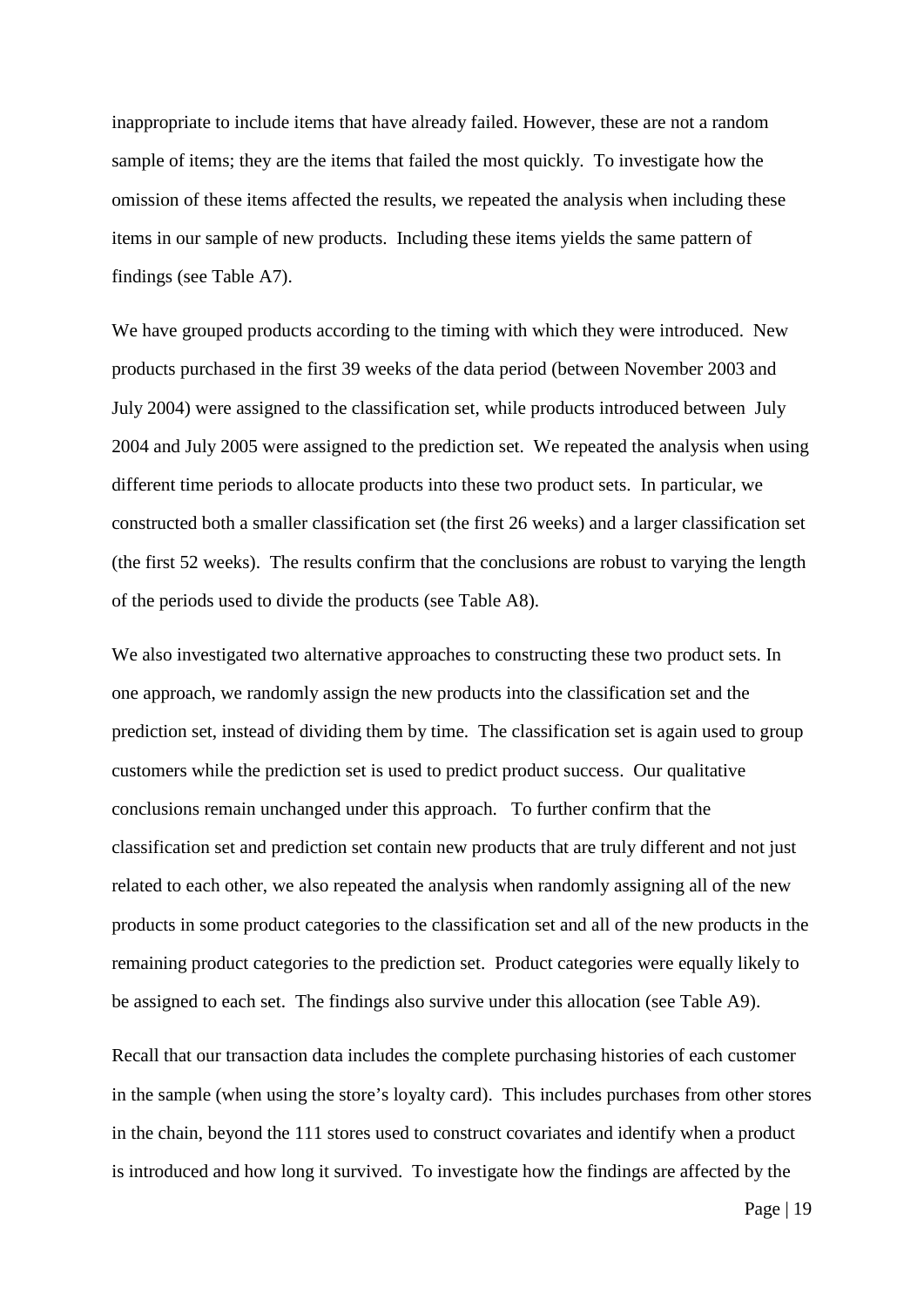inappropriate to include items that have already failed. However, these are not a random sample of items; they are the items that failed the most quickly. To investigate how the omission of these items affected the results, we repeated the analysis when including these items in our sample of new products. Including these items yields the same pattern of findings (see Table A7).

We have grouped products according to the timing with which they were introduced. New products purchased in the first 39 weeks of the data period (between November 2003 and July 2004) were assigned to the classification set, while products introduced between July 2004 and July 2005 were assigned to the prediction set. We repeated the analysis when using different time periods to allocate products into these two product sets. In particular, we constructed both a smaller classification set (the first 26 weeks) and a larger classification set (the first 52 weeks). The results confirm that the conclusions are robust to varying the length of the periods used to divide the products (see Table A8).

We also investigated two alternative approaches to constructing these two product sets. In one approach, we randomly assign the new products into the classification set and the prediction set, instead of dividing them by time. The classification set is again used to group customers while the prediction set is used to predict product success. Our qualitative conclusions remain unchanged under this approach. To further confirm that the classification set and prediction set contain new products that are truly different and not just related to each other, we also repeated the analysis when randomly assigning all of the new products in some product categories to the classification set and all of the new products in the remaining product categories to the prediction set. Product categories were equally likely to be assigned to each set. The findings also survive under this allocation (see Table A9).

Recall that our transaction data includes the complete purchasing histories of each customer in the sample (when using the store's loyalty card). This includes purchases from other stores in the chain, beyond the 111 stores used to construct covariates and identify when a product is introduced and how long it survived. To investigate how the findings are affected by the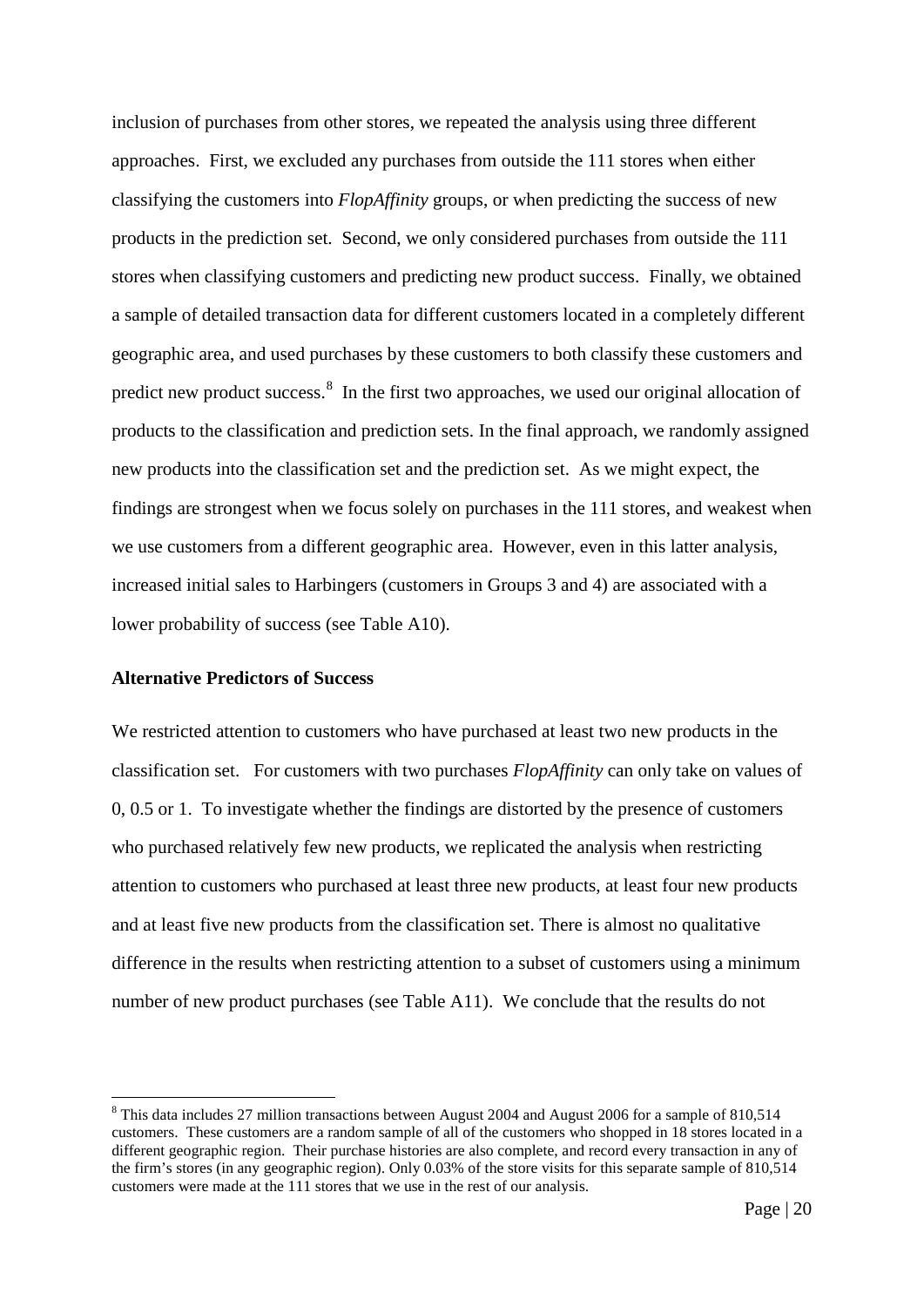inclusion of purchases from other stores, we repeated the analysis using three different approaches. First, we excluded any purchases from outside the 111 stores when either classifying the customers into *FlopAffinity* groups, or when predicting the success of new products in the prediction set. Second, we only considered purchases from outside the 111 stores when classifying customers and predicting new product success. Finally, we obtained a sample of detailed transaction data for different customers located in a completely different geographic area, and used purchases by these customers to both classify these customers and predict new product success.[8] In the first two approaches, we used our original allocation of products to the classification and prediction sets. In the final approach, we randomly assigned new products into the classification set and the prediction set. As we might expect, the findings are strongest when we focus solely on purchases in the 111 stores, and weakest when we use customers from a different geographic area. However, even in this latter analysis, increased initial sales to Harbingers (customers in Groups 3 and 4) are associated with a lower probability of success (see Table A10).

**Alternative Predictors of Success**

We restricted attention to customers who have purchased at least two new products in the classification set. For customers with two purchases *FlopAffinity* can only take on values of 0, 0.5 or 1. To investigate whether the findings are distorted by the presence of customers who purchased relatively few new products, we replicated the analysis when restricting attention to customers who purchased at least three new products, at least four new products and at least five new products from the classification set. There is almost no qualitative difference in the results when restricting attention to a subset of customers using a minimum number of new product purchases (see Table A11). We conclude that the results do not

[8] This data includes 27 million transactions between August 2004 and August 2006 for a sample of 810,514 customers. These customers are a random sample of all of the customers who shopped in 18 stores located in a different geographic region. Their purchase histories are also complete, and record every transaction in any of the firm's stores (in any geographic region). Only 0.03% of the store visits for this separate sample of 810,514 customers were made at the 111 stores that we use in the rest of our analysis.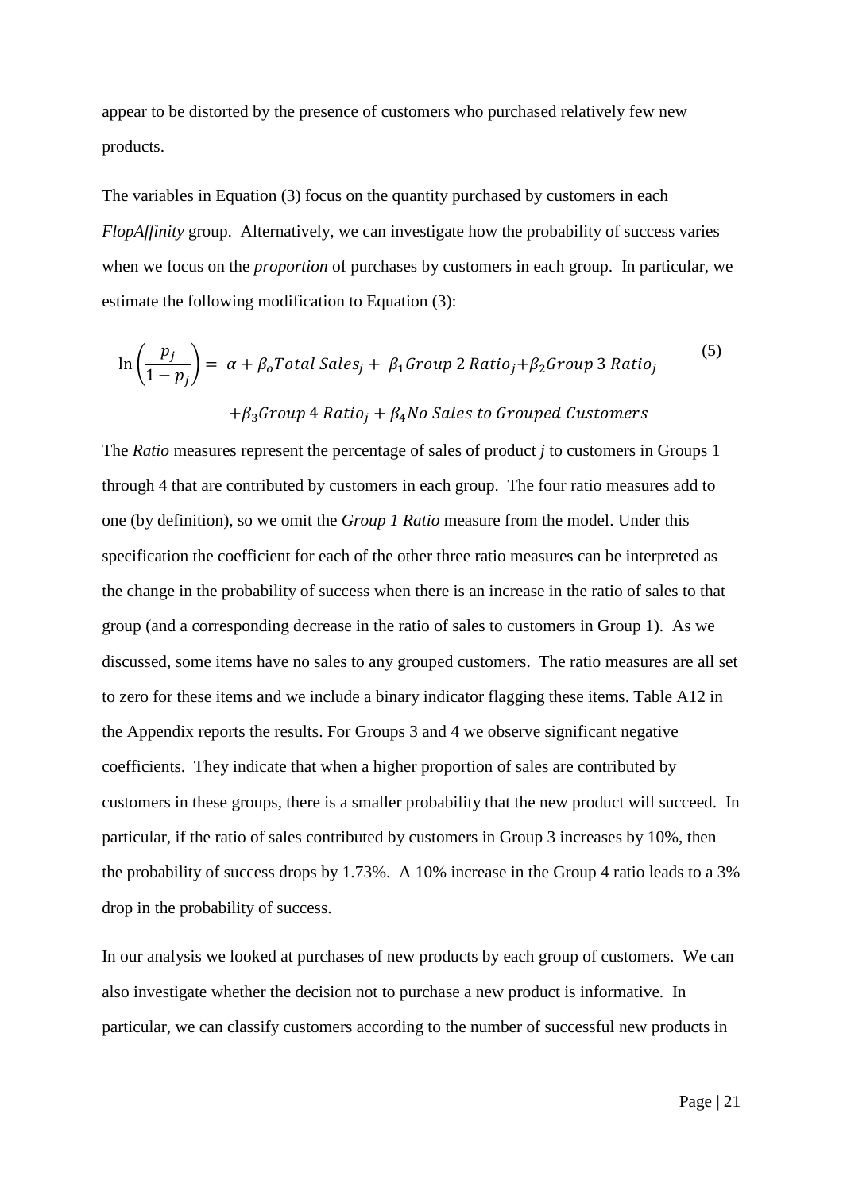appear to be distorted by the presence of customers who purchased relatively few new products.

The variables in Equation (3) focus on the quantity purchased by customers in each *FlopAffinity* group. Alternatively, we can investigate how the probability of success varies when we focus on the *proportion* of purchases by customers in each group. In particular, we estimate the following modification to Equation (3):

$$\ln\left(\frac{p_j}{1-p_j}\right) = \alpha + \beta_o Total\ Sales_j + \beta_1 Group\ 2\ Ratio_j + \beta_2 Group\ 3\ Ratio_j + \beta_3 Group\ 4\ Ratio_j + \beta_4 No\ Sales\ to\ Grouped\ Customers \tag{5}$$

The *Ratio* measures represent the percentage of sales of product *j* to customers in Groups 1 through 4 that are contributed by customers in each group. The four ratio measures add to one (by definition), so we omit the *Group 1 Ratio* measure from the model. Under this specification the coefficient for each of the other three ratio measures can be interpreted as the change in the probability of success when there is an increase in the ratio of sales to that group (and a corresponding decrease in the ratio of sales to customers in Group 1). As we discussed, some items have no sales to any grouped customers. The ratio measures are all set to zero for these items and we include a binary indicator flagging these items. Table A12 in the Appendix reports the results. For Groups 3 and 4 we observe significant negative coefficients. They indicate that when a higher proportion of sales are contributed by customers in these groups, there is a smaller probability that the new product will succeed. In particular, if the ratio of sales contributed by customers in Group 3 increases by 10%, then the probability of success drops by 1.73%. A 10% increase in the Group 4 ratio leads to a 3% drop in the probability of success.

In our analysis we looked at purchases of new products by each group of customers. We can also investigate whether the decision not to purchase a new product is informative. In particular, we can classify customers according to the number of successful new products in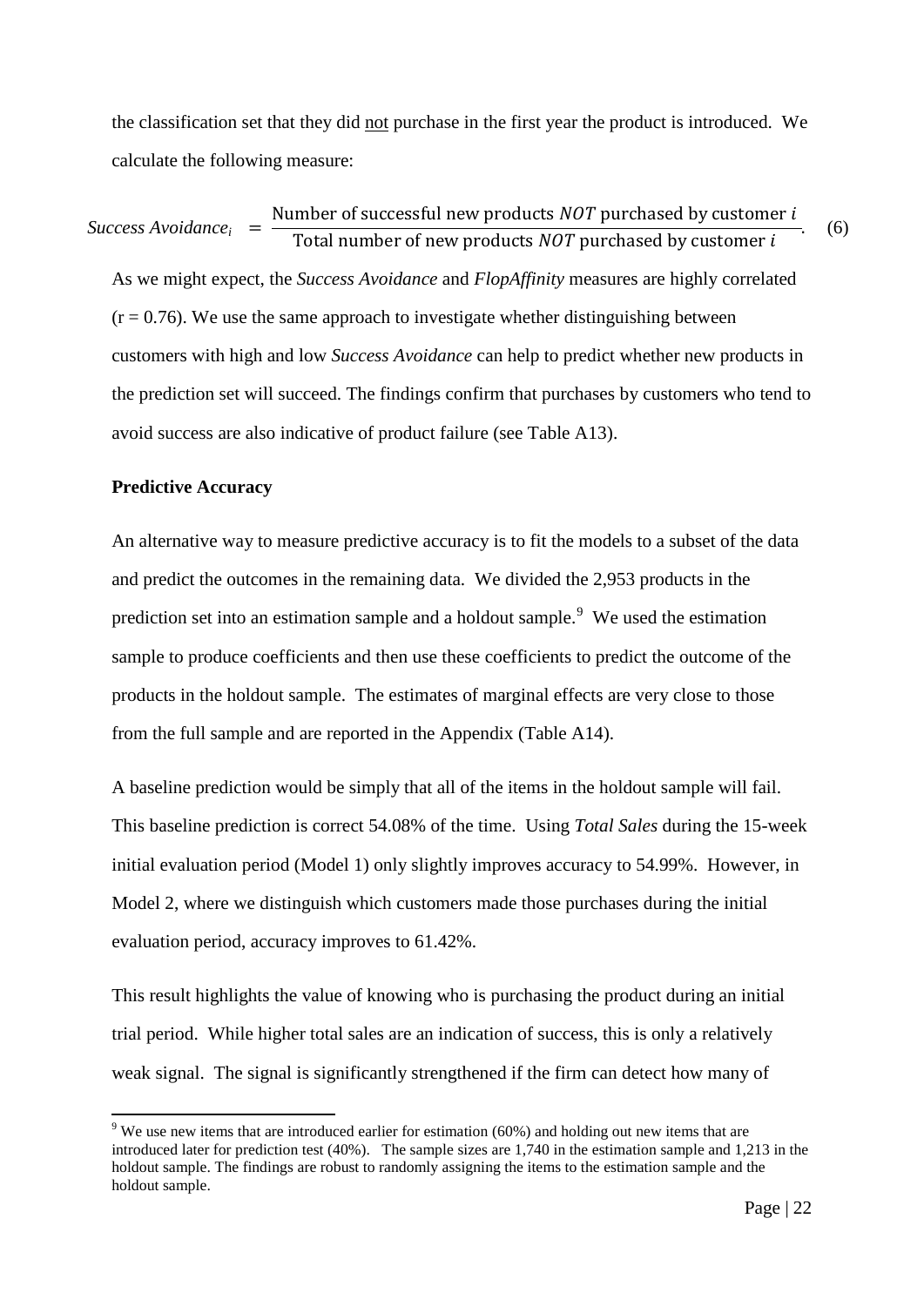the classification set that they did not purchase in the first year the product is introduced. We calculate the following measure:

$$\textit{Success Avoidance}_i = \frac{\text{Number of successful new products } \textit{NOT} \text{ purchased by customer } i}{\text{Total number of new products } \textit{NOT} \text{ purchased by customer } i}. \quad (6)$$

As we might expect, the *Success Avoidance* and *FlopAffinity* measures are highly correlated ($r = 0.76$). We use the same approach to investigate whether distinguishing between customers with high and low *Success Avoidance* can help to predict whether new products in the prediction set will succeed. The findings confirm that purchases by customers who tend to avoid success are also indicative of product failure (see Table A13).

**Predictive Accuracy**

An alternative way to measure predictive accuracy is to fit the models to a subset of the data and predict the outcomes in the remaining data. We divided the 2,953 products in the prediction set into an estimation sample and a holdout sample.[9] We used the estimation sample to produce coefficients and then use these coefficients to predict the outcome of the products in the holdout sample. The estimates of marginal effects are very close to those from the full sample and are reported in the Appendix (Table A14).

A baseline prediction would be simply that all of the items in the holdout sample will fail. This baseline prediction is correct 54.08% of the time. Using *Total Sales* during the 15-week initial evaluation period (Model 1) only slightly improves accuracy to 54.99%. However, in Model 2, where we distinguish which customers made those purchases during the initial evaluation period, accuracy improves to 61.42%.

This result highlights the value of knowing who is purchasing the product during an initial trial period. While higher total sales are an indication of success, this is only a relatively weak signal. The signal is significantly strengthened if the firm can detect how many of

[9] We use new items that are introduced earlier for estimation (60%) and holding out new items that are introduced later for prediction test (40%). The sample sizes are 1,740 in the estimation sample and 1,213 in the holdout sample. The findings are robust to randomly assigning the items to the estimation sample and the holdout sample.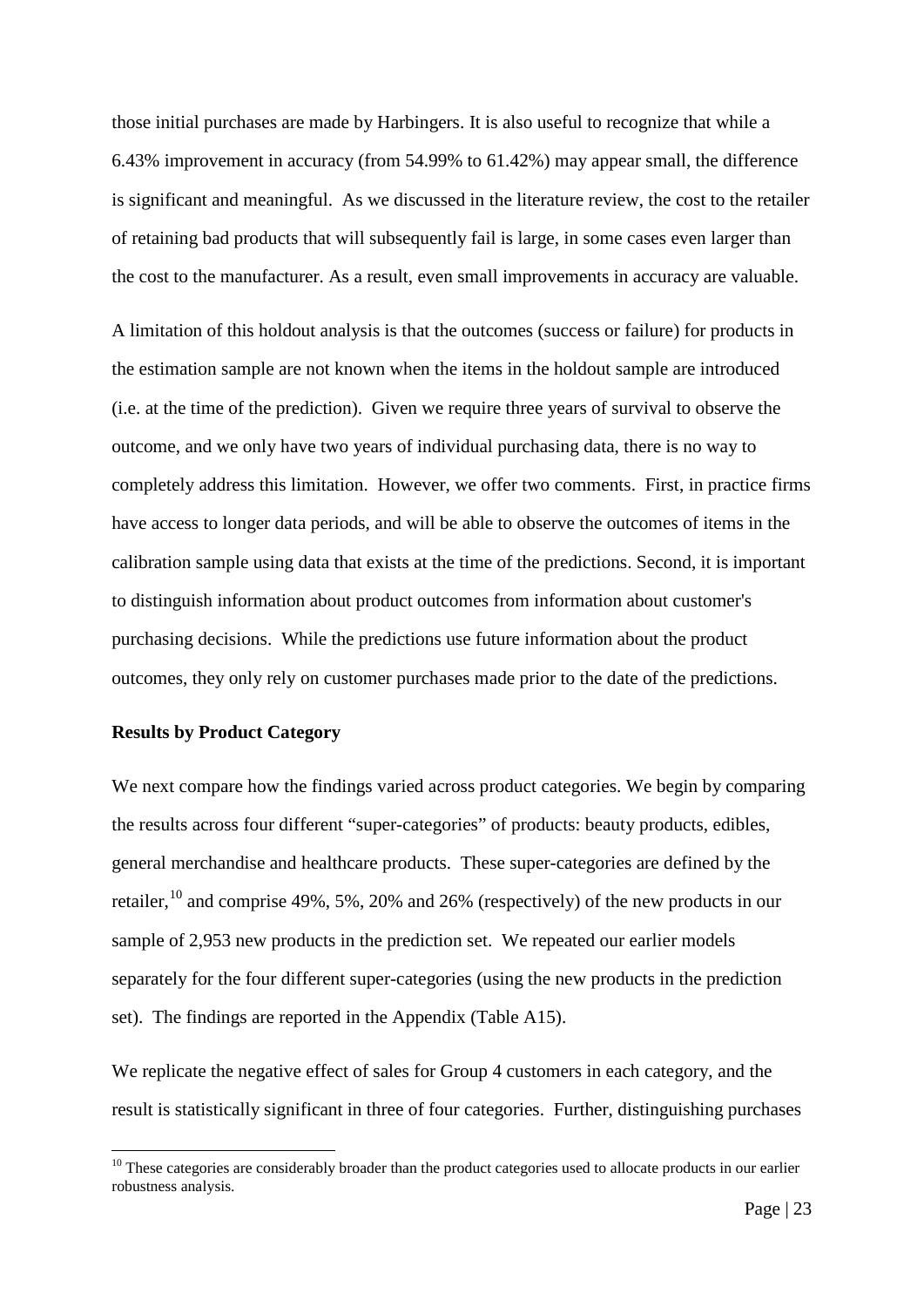those initial purchases are made by Harbingers. It is also useful to recognize that while a 6.43% improvement in accuracy (from 54.99% to 61.42%) may appear small, the difference is significant and meaningful. As we discussed in the literature review, the cost to the retailer of retaining bad products that will subsequently fail is large, in some cases even larger than the cost to the manufacturer. As a result, even small improvements in accuracy are valuable.

A limitation of this holdout analysis is that the outcomes (success or failure) for products in the estimation sample are not known when the items in the holdout sample are introduced (i.e. at the time of the prediction). Given we require three years of survival to observe the outcome, and we only have two years of individual purchasing data, there is no way to completely address this limitation. However, we offer two comments. First, in practice firms have access to longer data periods, and will be able to observe the outcomes of items in the calibration sample using data that exists at the time of the predictions. Second, it is important to distinguish information about product outcomes from information about customer's purchasing decisions. While the predictions use future information about the product outcomes, they only rely on customer purchases made prior to the date of the predictions.

**Results by Product Category**

We next compare how the findings varied across product categories. We begin by comparing the results across four different "super-categories" of products: beauty products, edibles, general merchandise and healthcare products. These super-categories are defined by the retailer,[10] and comprise 49%, 5%, 20% and 26% (respectively) of the new products in our sample of 2,953 new products in the prediction set. We repeated our earlier models separately for the four different super-categories (using the new products in the prediction set). The findings are reported in the Appendix (Table A15).

We replicate the negative effect of sales for Group 4 customers in each category, and the result is statistically significant in three of four categories. Further, distinguishing purchases

[10] These categories are considerably broader than the product categories used to allocate products in our earlier robustness analysis.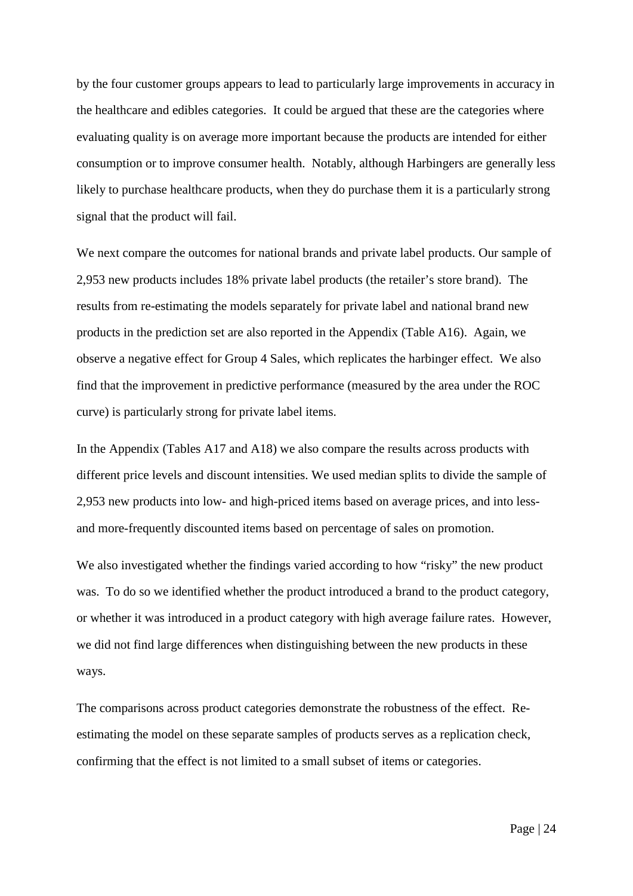by the four customer groups appears to lead to particularly large improvements in accuracy in the healthcare and edibles categories. It could be argued that these are the categories where evaluating quality is on average more important because the products are intended for either consumption or to improve consumer health. Notably, although Harbingers are generally less likely to purchase healthcare products, when they do purchase them it is a particularly strong signal that the product will fail.

We next compare the outcomes for national brands and private label products. Our sample of 2,953 new products includes 18% private label products (the retailer's store brand). The results from re-estimating the models separately for private label and national brand new products in the prediction set are also reported in the Appendix (Table A16). Again, we observe a negative effect for Group 4 Sales, which replicates the harbinger effect. We also find that the improvement in predictive performance (measured by the area under the ROC curve) is particularly strong for private label items.

In the Appendix (Tables A17 and A18) we also compare the results across products with different price levels and discount intensities. We used median splits to divide the sample of 2,953 new products into low- and high-priced items based on average prices, and into less- and more-frequently discounted items based on percentage of sales on promotion.

We also investigated whether the findings varied according to how "risky" the new product was. To do so we identified whether the product introduced a brand to the product category, or whether it was introduced in a product category with high average failure rates. However, we did not find large differences when distinguishing between the new products in these ways.

The comparisons across product categories demonstrate the robustness of the effect. Re-estimating the model on these separate samples of products serves as a replication check, confirming that the effect is not limited to a small subset of items or categories.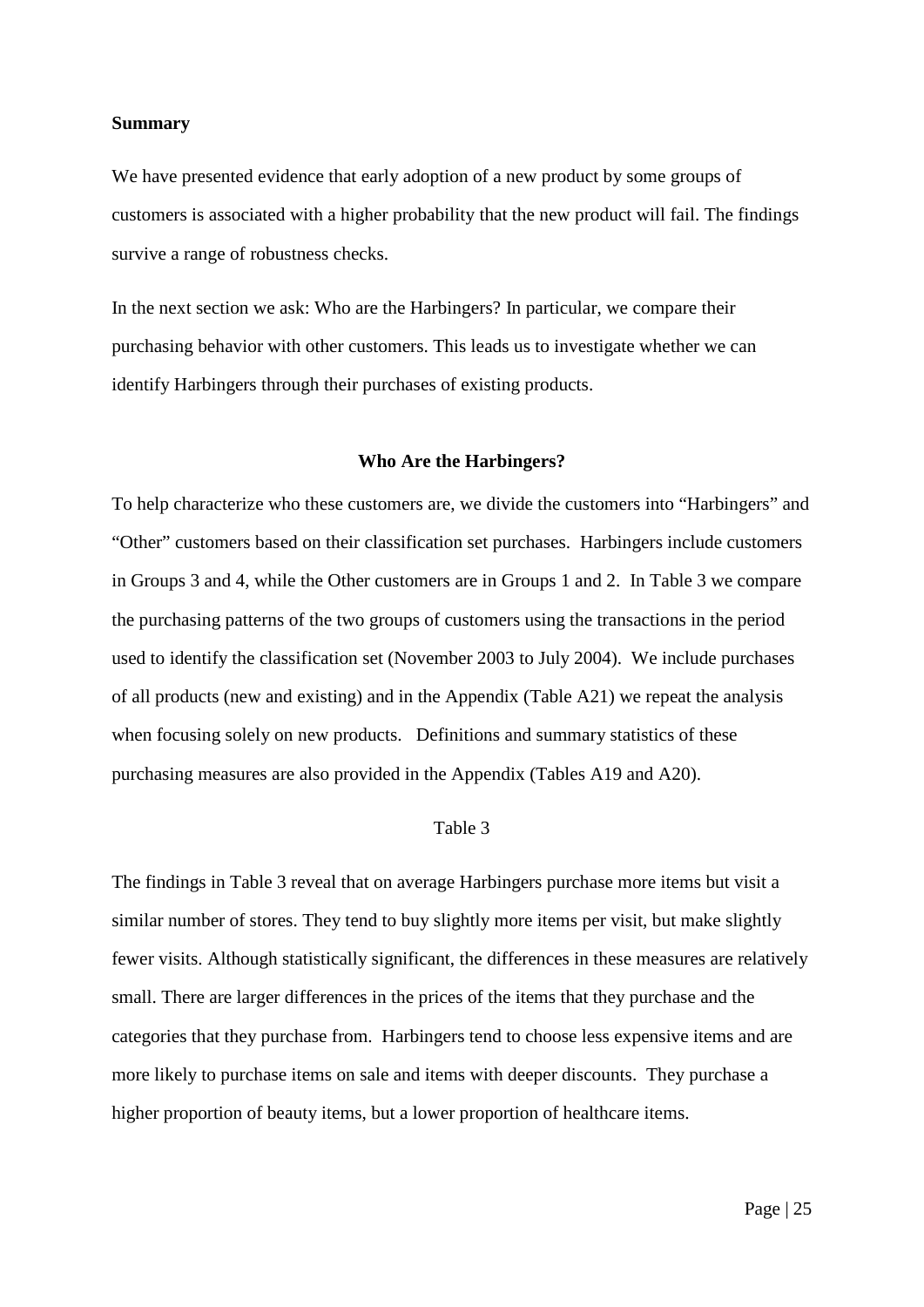**Summary**

We have presented evidence that early adoption of a new product by some groups of customers is associated with a higher probability that the new product will fail. The findings survive a range of robustness checks.

In the next section we ask: Who are the Harbingers? In particular, we compare their purchasing behavior with other customers. This leads us to investigate whether we can identify Harbingers through their purchases of existing products.

## Who Are the Harbingers?

To help characterize who these customers are, we divide the customers into "Harbingers" and "Other" customers based on their classification set purchases. Harbingers include customers in Groups 3 and 4, while the Other customers are in Groups 1 and 2. In Table 3 we compare the purchasing patterns of the two groups of customers using the transactions in the period used to identify the classification set (November 2003 to July 2004). We include purchases of all products (new and existing) and in the Appendix (Table A21) we repeat the analysis when focusing solely on new products. Definitions and summary statistics of these purchasing measures are also provided in the Appendix (Tables A19 and A20).

Table 3

The findings in Table 3 reveal that on average Harbingers purchase more items but visit a similar number of stores. They tend to buy slightly more items per visit, but make slightly fewer visits. Although statistically significant, the differences in these measures are relatively small. There are larger differences in the prices of the items that they purchase and the categories that they purchase from. Harbingers tend to choose less expensive items and are more likely to purchase items on sale and items with deeper discounts. They purchase a higher proportion of beauty items, but a lower proportion of healthcare items.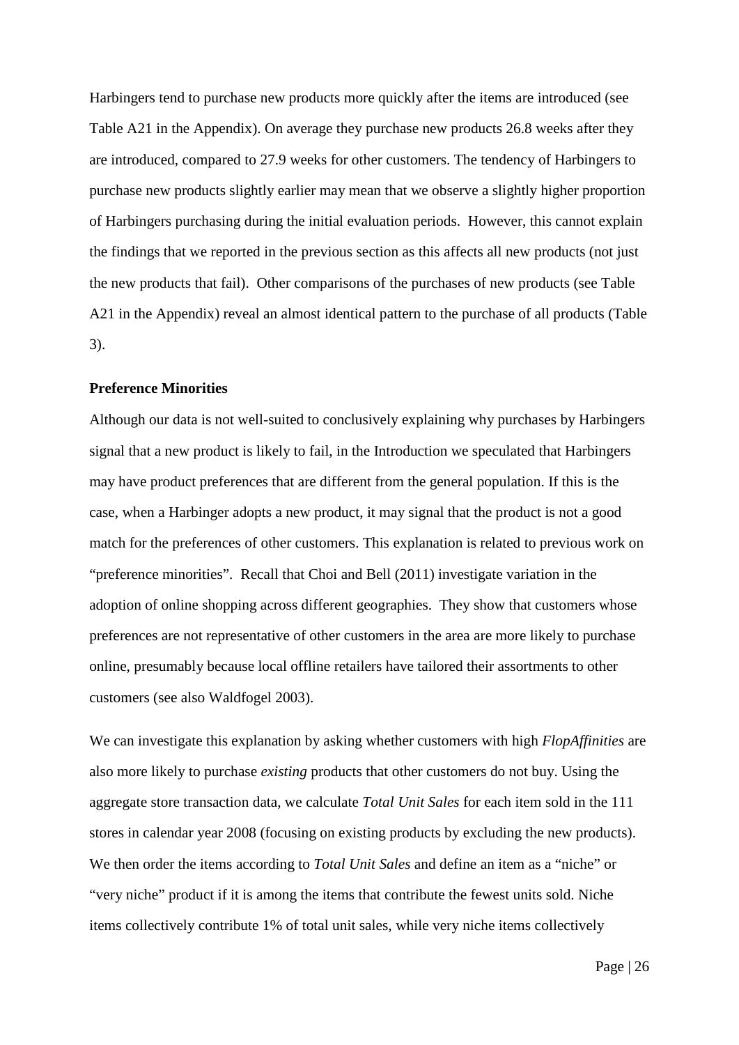Harbingers tend to purchase new products more quickly after the items are introduced (see Table A21 in the Appendix). On average they purchase new products 26.8 weeks after they are introduced, compared to 27.9 weeks for other customers. The tendency of Harbingers to purchase new products slightly earlier may mean that we observe a slightly higher proportion of Harbingers purchasing during the initial evaluation periods. However, this cannot explain the findings that we reported in the previous section as this affects all new products (not just the new products that fail). Other comparisons of the purchases of new products (see Table A21 in the Appendix) reveal an almost identical pattern to the purchase of all products (Table 3).

**Preference Minorities**

Although our data is not well-suited to conclusively explaining why purchases by Harbingers signal that a new product is likely to fail, in the Introduction we speculated that Harbingers may have product preferences that are different from the general population. If this is the case, when a Harbinger adopts a new product, it may signal that the product is not a good match for the preferences of other customers. This explanation is related to previous work on "preference minorities". Recall that Choi and Bell (2011) investigate variation in the adoption of online shopping across different geographies. They show that customers whose preferences are not representative of other customers in the area are more likely to purchase online, presumably because local offline retailers have tailored their assortments to other customers (see also Waldfogel 2003).

We can investigate this explanation by asking whether customers with high *FlopAffinities* are also more likely to purchase *existing* products that other customers do not buy. Using the aggregate store transaction data, we calculate *Total Unit Sales* for each item sold in the 111 stores in calendar year 2008 (focusing on existing products by excluding the new products). We then order the items according to *Total Unit Sales* and define an item as a "niche" or "very niche" product if it is among the items that contribute the fewest units sold. Niche items collectively contribute 1% of total unit sales, while very niche items collectively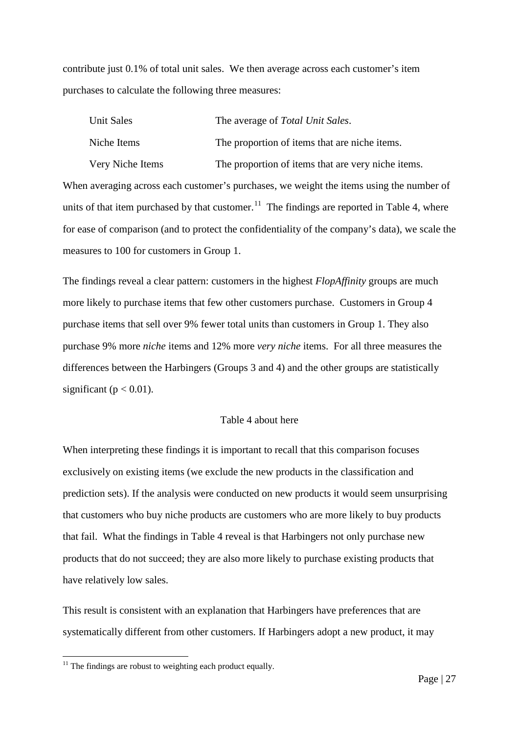contribute just 0.1% of total unit sales. We then average across each customer's item purchases to calculate the following three measures:

| | |
|---|---|
| Unit Sales | The average of *Total Unit Sales*. |
| Niche Items | The proportion of items that are niche items. |
| Very Niche Items | The proportion of items that are very niche items. |

When averaging across each customer's purchases, we weight the items using the number of units of that item purchased by that customer.[11] The findings are reported in Table 4, where for ease of comparison (and to protect the confidentiality of the company's data), we scale the measures to 100 for customers in Group 1.

The findings reveal a clear pattern: customers in the highest *FlopAffinity* groups are much more likely to purchase items that few other customers purchase. Customers in Group 4 purchase items that sell over 9% fewer total units than customers in Group 1. They also purchase 9% more *niche* items and 12% more *very niche* items. For all three measures the differences between the Harbingers (Groups 3 and 4) and the other groups are statistically significant ($p < 0.01$).

Table 4 about here

When interpreting these findings it is important to recall that this comparison focuses exclusively on existing items (we exclude the new products in the classification and prediction sets). If the analysis were conducted on new products it would seem unsurprising that customers who buy niche products are customers who are more likely to buy products that fail. What the findings in Table 4 reveal is that Harbingers not only purchase new products that do not succeed; they are also more likely to purchase existing products that have relatively low sales.

This result is consistent with an explanation that Harbingers have preferences that are systematically different from other customers. If Harbingers adopt a new product, it may

[11] The findings are robust to weighting each product equally.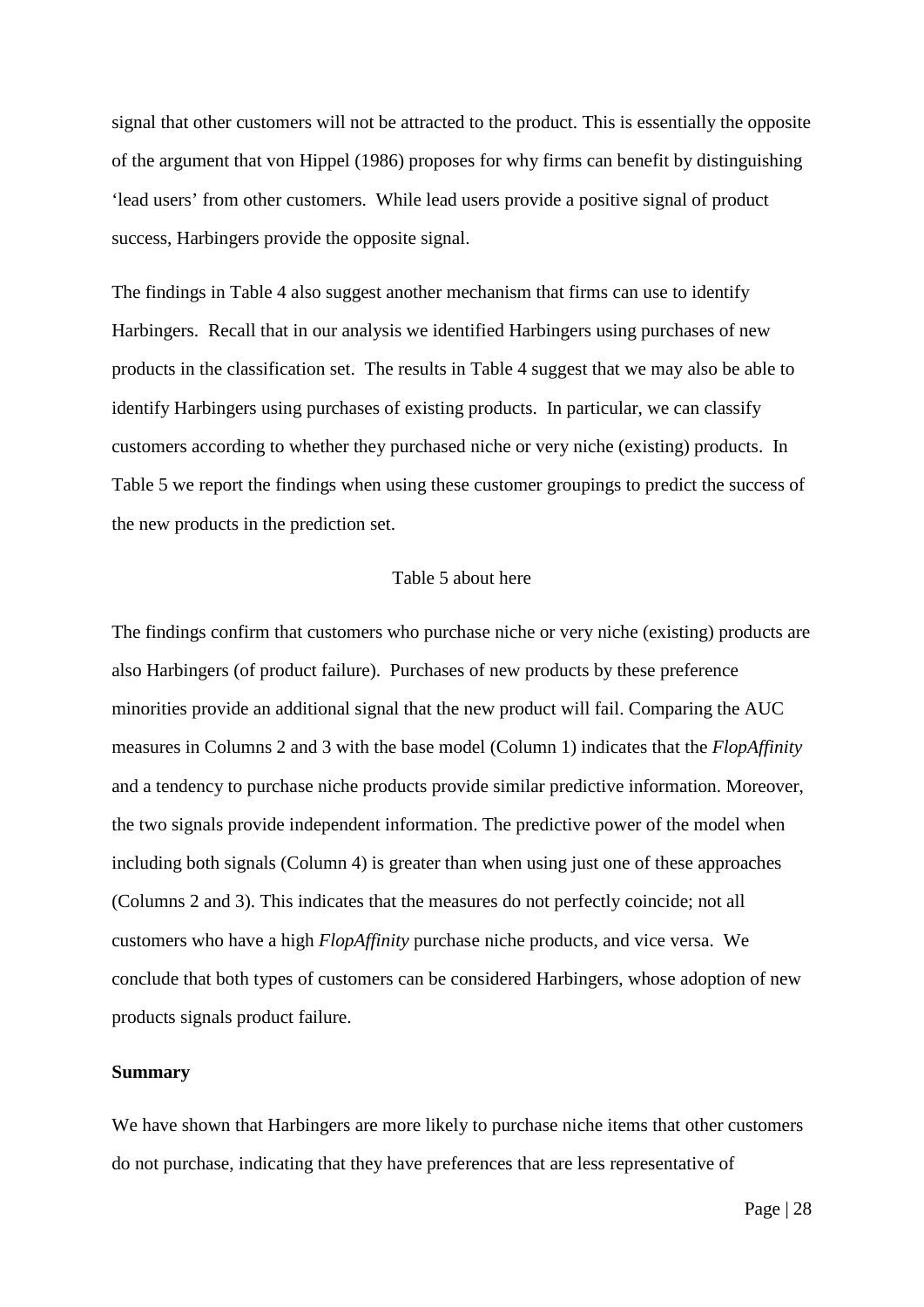signal that other customers will not be attracted to the product. This is essentially the opposite of the argument that von Hippel (1986) proposes for why firms can benefit by distinguishing 'lead users' from other customers. While lead users provide a positive signal of product success, Harbingers provide the opposite signal.

The findings in Table 4 also suggest another mechanism that firms can use to identify Harbingers. Recall that in our analysis we identified Harbingers using purchases of new products in the classification set. The results in Table 4 suggest that we may also be able to identify Harbingers using purchases of existing products. In particular, we can classify customers according to whether they purchased niche or very niche (existing) products. In Table 5 we report the findings when using these customer groupings to predict the success of the new products in the prediction set.

Table 5 about here

The findings confirm that customers who purchase niche or very niche (existing) products are also Harbingers (of product failure). Purchases of new products by these preference minorities provide an additional signal that the new product will fail. Comparing the AUC measures in Columns 2 and 3 with the base model (Column 1) indicates that the *FlopAffinity* and a tendency to purchase niche products provide similar predictive information. Moreover, the two signals provide independent information. The predictive power of the model when including both signals (Column 4) is greater than when using just one of these approaches (Columns 2 and 3). This indicates that the measures do not perfectly coincide; not all customers who have a high *FlopAffinity* purchase niche products, and vice versa. We conclude that both types of customers can be considered Harbingers, whose adoption of new products signals product failure.

**Summary**

We have shown that Harbingers are more likely to purchase niche items that other customers do not purchase, indicating that they have preferences that are less representative of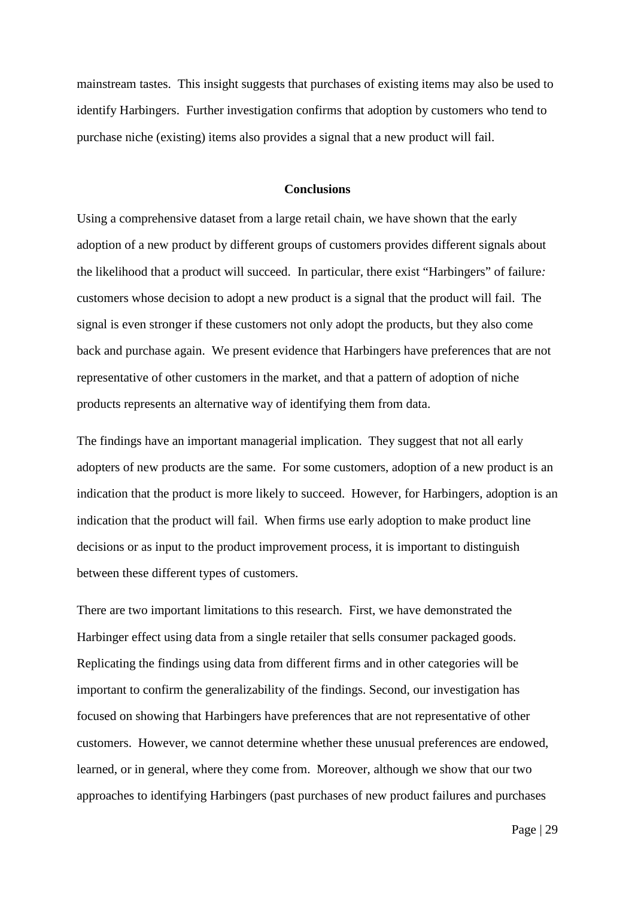mainstream tastes. This insight suggests that purchases of existing items may also be used to identify Harbingers. Further investigation confirms that adoption by customers who tend to purchase niche (existing) items also provides a signal that a new product will fail.

## Conclusions

Using a comprehensive dataset from a large retail chain, we have shown that the early adoption of a new product by different groups of customers provides different signals about the likelihood that a product will succeed. In particular, there exist "Harbingers" of failure*:* customers whose decision to adopt a new product is a signal that the product will fail. The signal is even stronger if these customers not only adopt the products, but they also come back and purchase again. We present evidence that Harbingers have preferences that are not representative of other customers in the market, and that a pattern of adoption of niche products represents an alternative way of identifying them from data.

The findings have an important managerial implication. They suggest that not all early adopters of new products are the same. For some customers, adoption of a new product is an indication that the product is more likely to succeed. However, for Harbingers, adoption is an indication that the product will fail. When firms use early adoption to make product line decisions or as input to the product improvement process, it is important to distinguish between these different types of customers.

There are two important limitations to this research. First, we have demonstrated the Harbinger effect using data from a single retailer that sells consumer packaged goods. Replicating the findings using data from different firms and in other categories will be important to confirm the generalizability of the findings. Second, our investigation has focused on showing that Harbingers have preferences that are not representative of other customers. However, we cannot determine whether these unusual preferences are endowed, learned, or in general, where they come from. Moreover, although we show that our two approaches to identifying Harbingers (past purchases of new product failures and purchases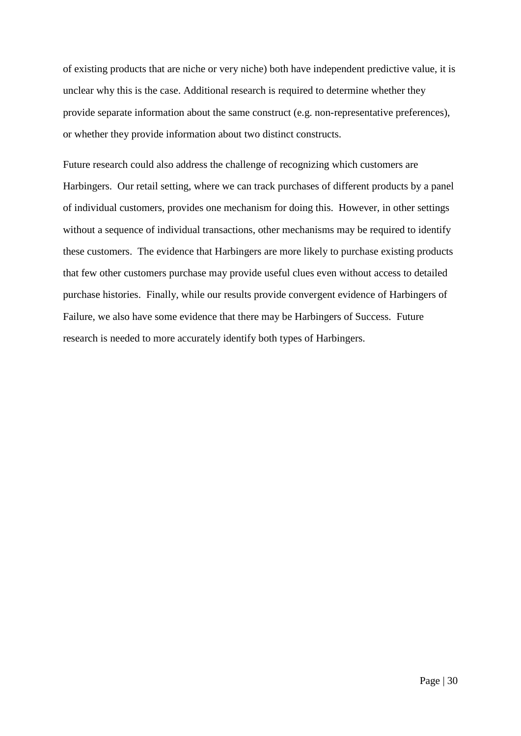of existing products that are niche or very niche) both have independent predictive value, it is unclear why this is the case. Additional research is required to determine whether they provide separate information about the same construct (e.g. non-representative preferences), or whether they provide information about two distinct constructs.

Future research could also address the challenge of recognizing which customers are Harbingers. Our retail setting, where we can track purchases of different products by a panel of individual customers, provides one mechanism for doing this. However, in other settings without a sequence of individual transactions, other mechanisms may be required to identify these customers. The evidence that Harbingers are more likely to purchase existing products that few other customers purchase may provide useful clues even without access to detailed purchase histories. Finally, while our results provide convergent evidence of Harbingers of Failure, we also have some evidence that there may be Harbingers of Success. Future research is needed to more accurately identify both types of Harbingers.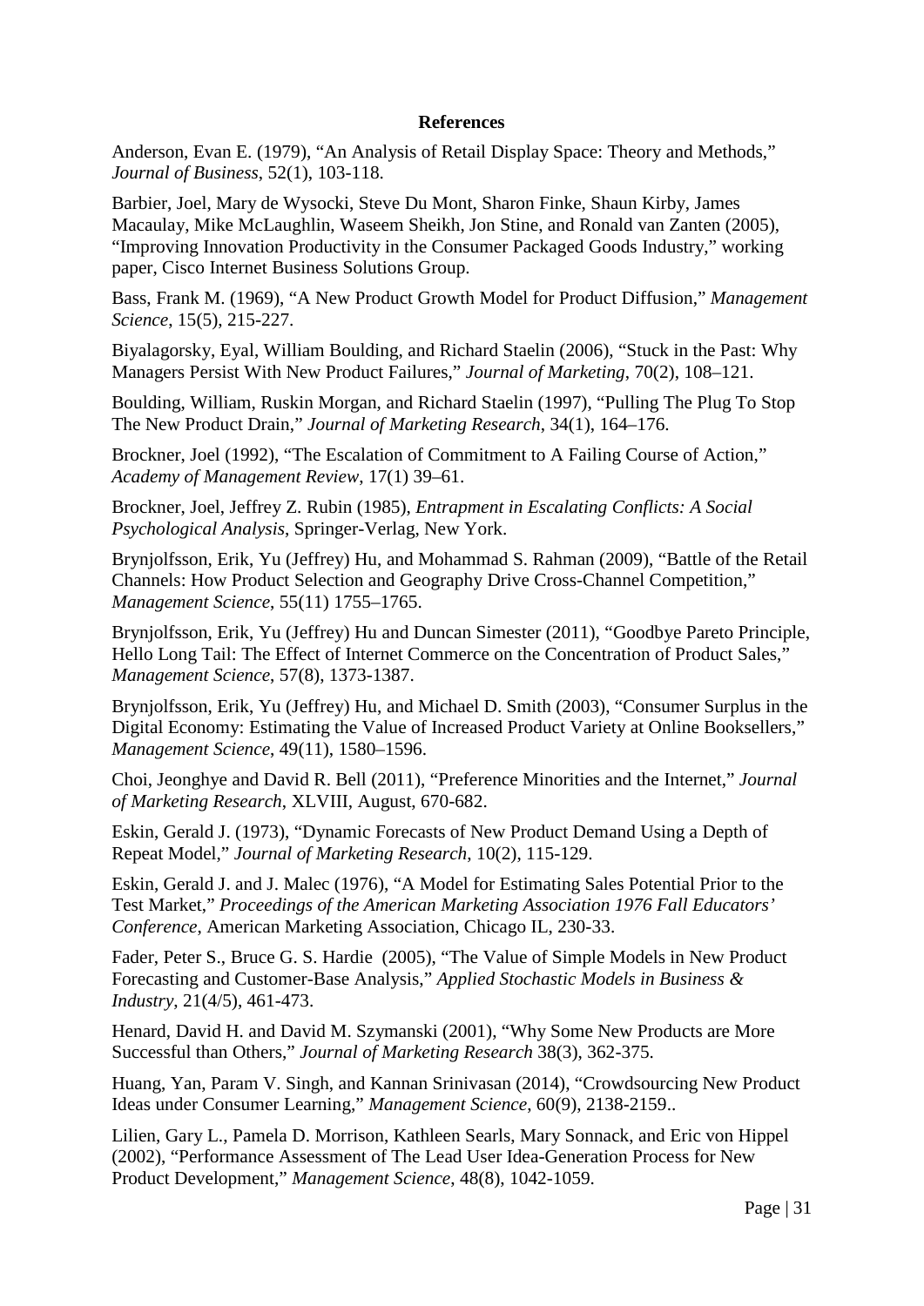**References**

Anderson, Evan E. (1979), "An Analysis of Retail Display Space: Theory and Methods," *Journal of Business*, 52(1), 103-118.

Barbier, Joel, Mary de Wysocki, Steve Du Mont, Sharon Finke, Shaun Kirby, James Macaulay, Mike McLaughlin, Waseem Sheikh, Jon Stine, and Ronald van Zanten (2005), "Improving Innovation Productivity in the Consumer Packaged Goods Industry," working paper, Cisco Internet Business Solutions Group.

Bass, Frank M. (1969), "A New Product Growth Model for Product Diffusion," *Management Science*, 15(5), 215-227.

Biyalagorsky, Eyal, William Boulding, and Richard Staelin (2006), "Stuck in the Past: Why Managers Persist With New Product Failures," *Journal of Marketing*, 70(2), 108–121.

Boulding, William, Ruskin Morgan, and Richard Staelin (1997), "Pulling The Plug To Stop The New Product Drain," *Journal of Marketing Research*, 34(1), 164–176.

Brockner, Joel (1992), "The Escalation of Commitment to A Failing Course of Action," *Academy of Management Review*, 17(1) 39–61.

Brockner, Joel, Jeffrey Z. Rubin (1985), *Entrapment in Escalating Conflicts: A Social Psychological Analysis*, Springer-Verlag, New York.

Brynjolfsson, Erik, Yu (Jeffrey) Hu, and Mohammad S. Rahman (2009), "Battle of the Retail Channels: How Product Selection and Geography Drive Cross-Channel Competition," *Management Science*, 55(11) 1755–1765.

Brynjolfsson, Erik, Yu (Jeffrey) Hu and Duncan Simester (2011), "Goodbye Pareto Principle, Hello Long Tail: The Effect of Internet Commerce on the Concentration of Product Sales," *Management Science*, 57(8), 1373-1387.

Brynjolfsson, Erik, Yu (Jeffrey) Hu, and Michael D. Smith (2003), "Consumer Surplus in the Digital Economy: Estimating the Value of Increased Product Variety at Online Booksellers," *Management Science*, 49(11), 1580–1596.

Choi, Jeonghye and David R. Bell (2011), "Preference Minorities and the Internet," *Journal of Marketing Research*, XLVIII, August, 670-682.

Eskin, Gerald J. (1973), "Dynamic Forecasts of New Product Demand Using a Depth of Repeat Model," *Journal of Marketing Research*, 10(2), 115-129.

Eskin, Gerald J. and J. Malec (1976), "A Model for Estimating Sales Potential Prior to the Test Market," *Proceedings of the American Marketing Association 1976 Fall Educators' Conference*, American Marketing Association, Chicago IL, 230-33.

Fader, Peter S., Bruce G. S. Hardie (2005), "The Value of Simple Models in New Product Forecasting and Customer-Base Analysis," *Applied Stochastic Models in Business & Industry*, 21(4/5), 461-473.

Henard, David H. and David M. Szymanski (2001), "Why Some New Products are More Successful than Others," *Journal of Marketing Research* 38(3), 362-375.

Huang, Yan, Param V. Singh, and Kannan Srinivasan (2014), "Crowdsourcing New Product Ideas under Consumer Learning," *Management Science*, 60(9), 2138-2159..

Lilien, Gary L., Pamela D. Morrison, Kathleen Searls, Mary Sonnack, and Eric von Hippel (2002), "Performance Assessment of The Lead User Idea-Generation Process for New Product Development," *Management Science*, 48(8), 1042-1059.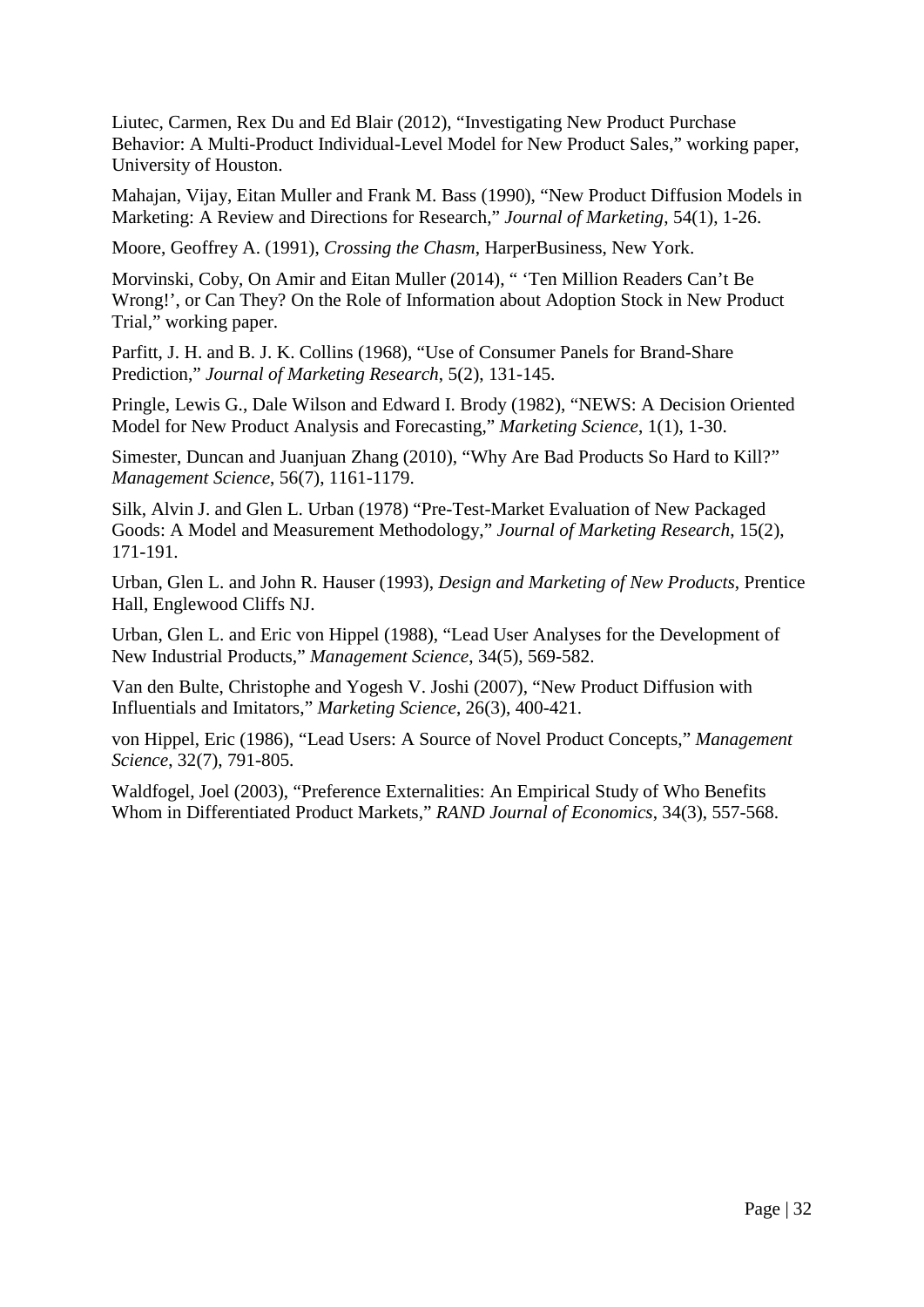Liutec, Carmen, Rex Du and Ed Blair (2012), "Investigating New Product Purchase Behavior: A Multi-Product Individual-Level Model for New Product Sales," working paper, University of Houston.

Mahajan, Vijay, Eitan Muller and Frank M. Bass (1990), "New Product Diffusion Models in Marketing: A Review and Directions for Research," *Journal of Marketing*, 54(1), 1-26.

Moore, Geoffrey A. (1991), *Crossing the Chasm*, HarperBusiness, New York.

Morvinski, Coby, On Amir and Eitan Muller (2014), " 'Ten Million Readers Can't Be Wrong!', or Can They? On the Role of Information about Adoption Stock in New Product Trial," working paper.

Parfitt, J. H. and B. J. K. Collins (1968), "Use of Consumer Panels for Brand-Share Prediction," *Journal of Marketing Research*, 5(2), 131-145.

Pringle, Lewis G., Dale Wilson and Edward I. Brody (1982), "NEWS: A Decision Oriented Model for New Product Analysis and Forecasting," *Marketing Science*, 1(1), 1-30.

Simester, Duncan and Juanjuan Zhang (2010), "Why Are Bad Products So Hard to Kill?" *Management Science*, 56(7), 1161-1179.

Silk, Alvin J. and Glen L. Urban (1978) "Pre-Test-Market Evaluation of New Packaged Goods: A Model and Measurement Methodology," *Journal of Marketing Research*, 15(2), 171-191.

Urban, Glen L. and John R. Hauser (1993), *Design and Marketing of New Products*, Prentice Hall, Englewood Cliffs NJ.

Urban, Glen L. and Eric von Hippel (1988), "Lead User Analyses for the Development of New Industrial Products," *Management Science*, 34(5), 569-582.

Van den Bulte, Christophe and Yogesh V. Joshi (2007), "New Product Diffusion with Influentials and Imitators," *Marketing Science*, 26(3), 400-421.

von Hippel, Eric (1986), "Lead Users: A Source of Novel Product Concepts," *Management Science*, 32(7), 791-805.

Waldfogel, Joel (2003), "Preference Externalities: An Empirical Study of Who Benefits Whom in Differentiated Product Markets," *RAND Journal of Economics*, 34(3), 557-568.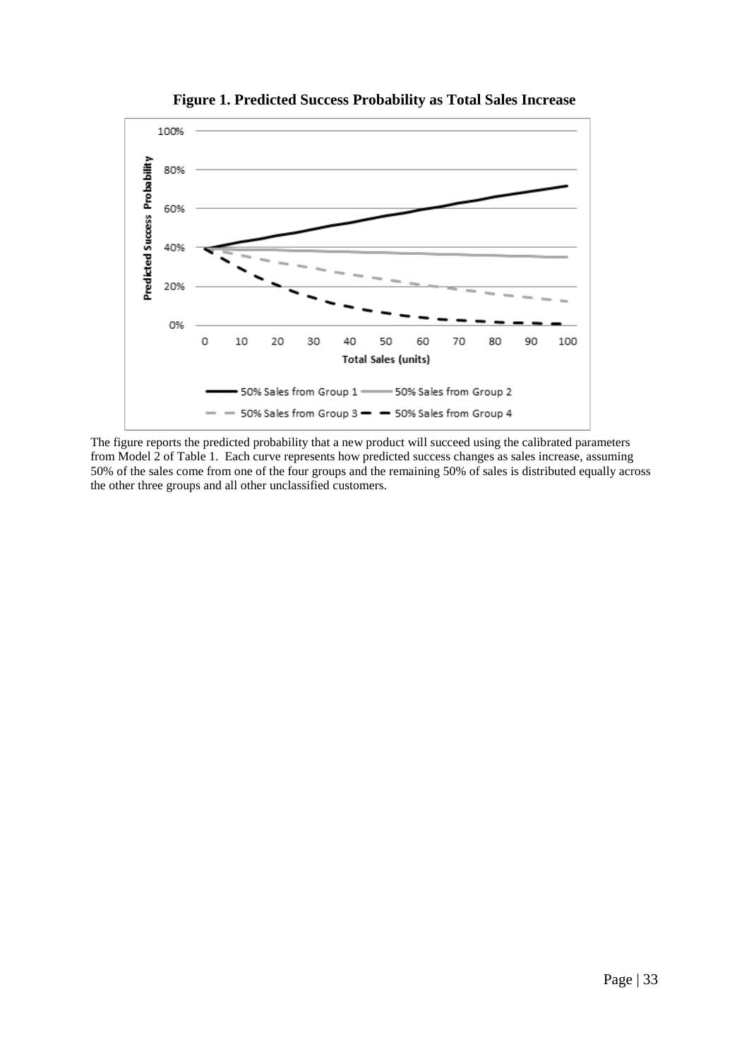**Figure 1. Predicted Success Probability as Total Sales Increase**

The figure reports the predicted probability that a new product will succeed using the calibrated parameters from Model 2 of Table 1. Each curve represents how predicted success changes as sales increase, assuming 50% of the sales come from one of the four groups and the remaining 50% of sales is distributed equally across the other three groups and all other unclassified customers.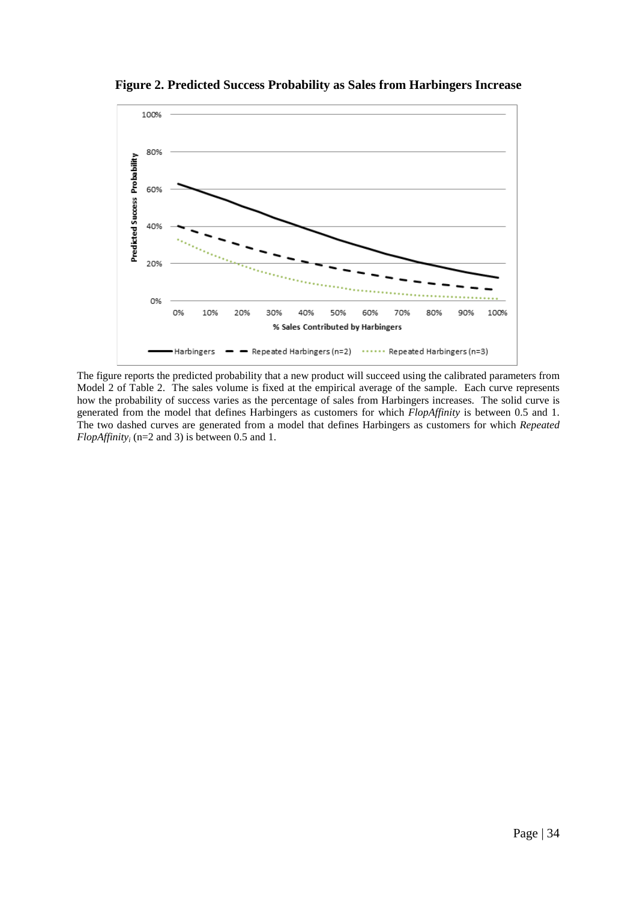**Figure 2. Predicted Success Probability as Sales from Harbingers Increase**

The figure reports the predicted probability that a new product will succeed using the calibrated parameters from Model 2 of Table 2. The sales volume is fixed at the empirical average of the sample. Each curve represents how the probability of success varies as the percentage of sales from Harbingers increases. The solid curve is generated from the model that defines Harbingers as customers for which *FlopAffinity* is between 0.5 and 1. The two dashed curves are generated from a model that defines Harbingers as customers for which *Repeated FlopAffinity*$_i$ (n=2 and 3) is between 0.5 and 1.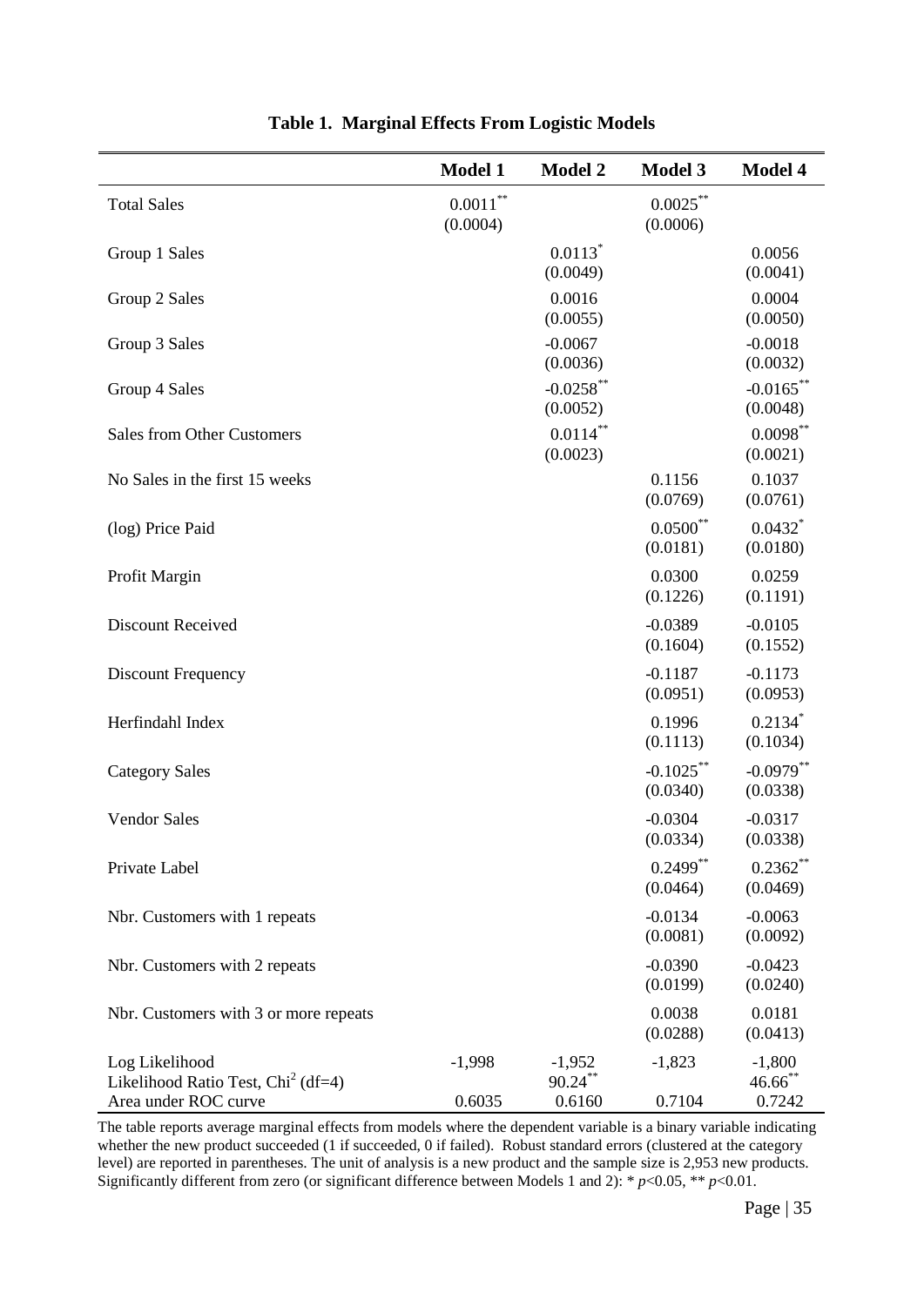**Table 1. Marginal Effects From Logistic Models**

| | Model 1 | Model 2 | Model 3 | Model 4 |
|---|---|---|---|---|
| Total Sales | 0.0011** (0.0004) | | 0.0025** (0.0006) | |
| Group 1 Sales | | 0.0113* (0.0049) | | 0.0056 (0.0041) |
| Group 2 Sales | | 0.0016 (0.0055) | | 0.0004 (0.0050) |
| Group 3 Sales | | -0.0067 (0.0036) | | -0.0018 (0.0032) |
| Group 4 Sales | | -0.0258** (0.0052) | | -0.0165** (0.0048) |
| Sales from Other Customers | | 0.0114** (0.0023) | | 0.0098** (0.0021) |
| No Sales in the first 15 weeks | | | 0.1156 (0.0769) | 0.1037 (0.0761) |
| (log) Price Paid | | | 0.0500** (0.0181) | 0.0432* (0.0180) |
| Profit Margin | | | 0.0300 (0.1226) | 0.0259 (0.1191) |
| Discount Received | | | -0.0389 (0.1604) | -0.0105 (0.1552) |
| Discount Frequency | | | -0.1187 (0.0951) | -0.1173 (0.0953) |
| Herfindahl Index | | | 0.1996 (0.1113) | 0.2134* (0.1034) |
| Category Sales | | | -0.1025** (0.0340) | -0.0979** (0.0338) |
| Vendor Sales | | | -0.0304 (0.0334) | -0.0317 (0.0338) |
| Private Label | | | 0.2499** (0.0464) | 0.2362** (0.0469) |
| Nbr. Customers with 1 repeats | | | -0.0134 (0.0081) | -0.0063 (0.0092) |
| Nbr. Customers with 2 repeats | | | -0.0390 (0.0199) | -0.0423 (0.0240) |
| Nbr. Customers with 3 or more repeats | | | 0.0038 (0.0288) | 0.0181 (0.0413) |
| Log Likelihood | -1,998 | -1,952 | -1,823 | -1,800 |
| Likelihood Ratio Test, $Chi^2$ (df=4) | | 90.24** | | 46.66** |
| Area under ROC curve | 0.6035 | 0.6160 | 0.7104 | 0.7242 |

The table reports average marginal effects from models where the dependent variable is a binary variable indicating whether the new product succeeded (1 if succeeded, 0 if failed). Robust standard errors (clustered at the category level) are reported in parentheses. The unit of analysis is a new product and the sample size is 2,953 new products. Significantly different from zero (or significant difference between Models 1 and 2): * $p<0.05$, ** $p<0.01$.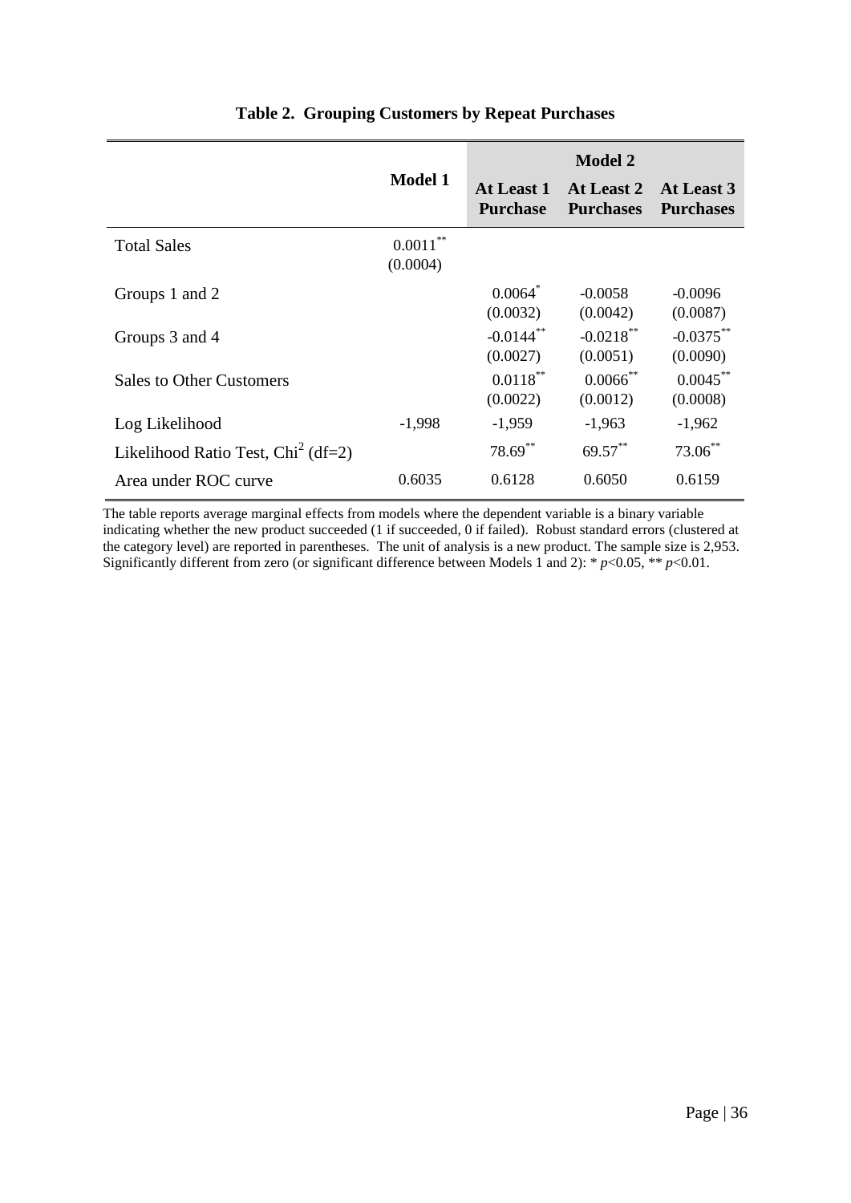**Table 2. Grouping Customers by Repeat Purchases**

| | Model 1 | Model 2 | | |
|---|---|---|---|---|
| | | At Least 1 Purchase | At Least 2 Purchases | At Least 3 Purchases |
| Total Sales | 0.0011** (0.0004) | | | |
| Groups 1 and 2 | | 0.0064* (0.0032) | -0.0058 (0.0042) | -0.0096 (0.0087) |
| Groups 3 and 4 | | -0.0144** (0.0027) | -0.0218** (0.0051) | -0.0375** (0.0090) |
| Sales to Other Customers | | 0.0118** (0.0022) | 0.0066** (0.0012) | 0.0045** (0.0008) |
| Log Likelihood | -1,998 | -1,959 | -1,963 | -1,962 |
| Likelihood Ratio Test, $Chi^2$ (df=2) | | 78.69** | 69.57** | 73.06** |
| Area under ROC curve | 0.6035 | 0.6128 | 0.6050 | 0.6159 |

The table reports average marginal effects from models where the dependent variable is a binary variable indicating whether the new product succeeded (1 if succeeded, 0 if failed). Robust standard errors (clustered at the category level) are reported in parentheses. The unit of analysis is a new product. The sample size is 2,953. Significantly different from zero (or significant difference between Models 1 and 2): * $p<0.05$, ** $p<0.01$.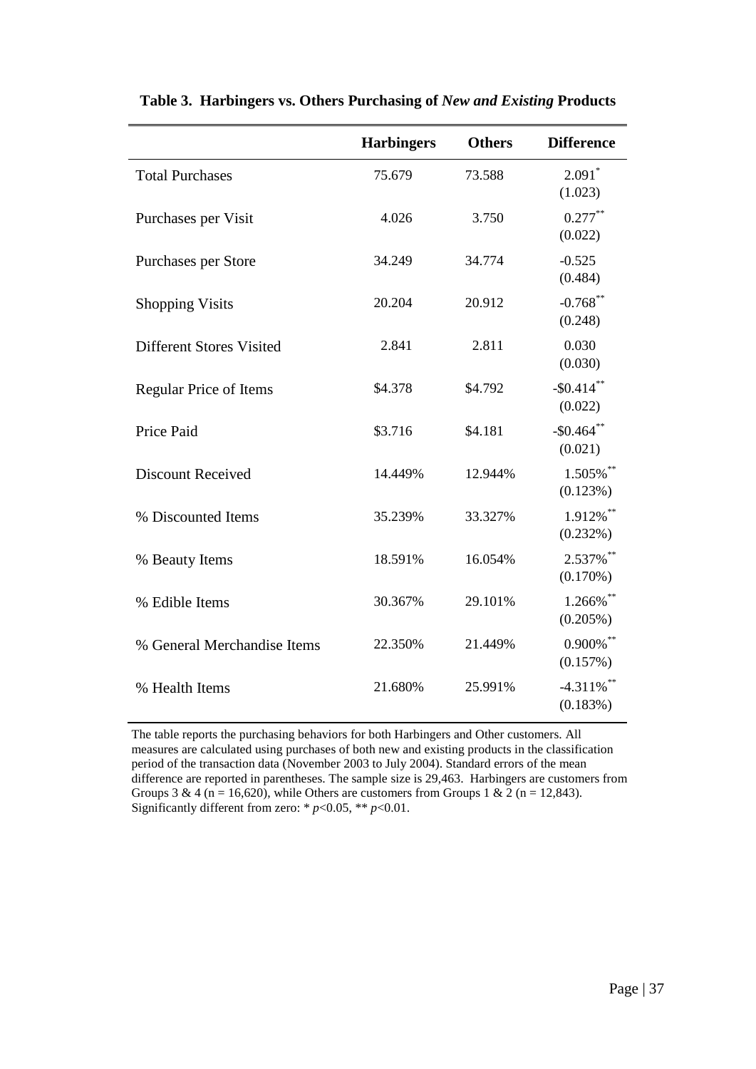**Table 3. Harbingers vs. Others Purchasing of *New and Existing* Products**

| | Harbingers | Others | Difference |
|---|---|---|---|
| Total Purchases | 75.679 | 73.588 | 2.091* (1.023) |
| Purchases per Visit | 4.026 | 3.750 | 0.277** (0.022) |
| Purchases per Store | 34.249 | 34.774 | -0.525 (0.484) |
| Shopping Visits | 20.204 | 20.912 | -0.768** (0.248) |
| Different Stores Visited | 2.841 | 2.811 | 0.030 (0.030) |
| Regular Price of Items | \$4.378 | \$4.792 | -\$0.414** (0.022) |
| Price Paid | \$3.716 | \$4.181 | -\$0.464** (0.021) |
| Discount Received | 14.449% | 12.944% | 1.505%** (0.123%) |
| % Discounted Items | 35.239% | 33.327% | 1.912%** (0.232%) |
| % Beauty Items | 18.591% | 16.054% | 2.537%** (0.170%) |
| % Edible Items | 30.367% | 29.101% | 1.266%** (0.205%) |
| % General Merchandise Items | 22.350% | 21.449% | 0.900%** (0.157%) |
| % Health Items | 21.680% | 25.991% | -4.311%** (0.183%) |

The table reports the purchasing behaviors for both Harbingers and Other customers. All measures are calculated using purchases of both new and existing products in the classification period of the transaction data (November 2003 to July 2004). Standard errors of the mean difference are reported in parentheses. The sample size is 29,463. Harbingers are customers from Groups 3 & 4 (n = 16,620), while Others are customers from Groups 1 & 2 (n = 12,843). Significantly different from zero: * $p<0.05$, ** $p<0.01$.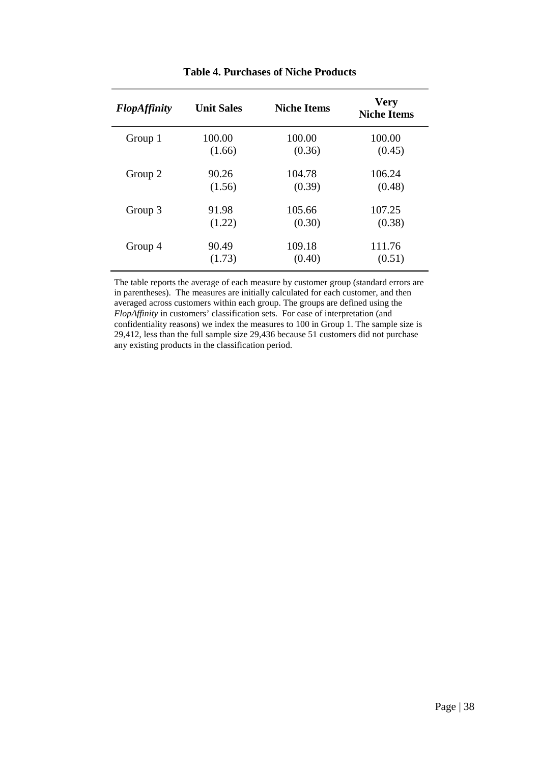**Table 4. Purchases of Niche Products**

| *FlopAffinity* | Unit Sales | Niche Items | Very Niche Items |
|---|---|---|---|
| Group 1 | 100.00 | 100.00 | 100.00 |
| | (1.66) | (0.36) | (0.45) |
| Group 2 | 90.26 | 104.78 | 106.24 |
| | (1.56) | (0.39) | (0.48) |
| Group 3 | 91.98 | 105.66 | 107.25 |
| | (1.22) | (0.30) | (0.38) |
| Group 4 | 90.49 | 109.18 | 111.76 |
| | (1.73) | (0.40) | (0.51) |

The table reports the average of each measure by customer group (standard errors are in parentheses). The measures are initially calculated for each customer, and then averaged across customers within each group. The groups are defined using the *FlopAffinity* in customers' classification sets. For ease of interpretation (and confidentiality reasons) we index the measures to 100 in Group 1. The sample size is 29,412, less than the full sample size 29,436 because 51 customers did not purchase any existing products in the classification period.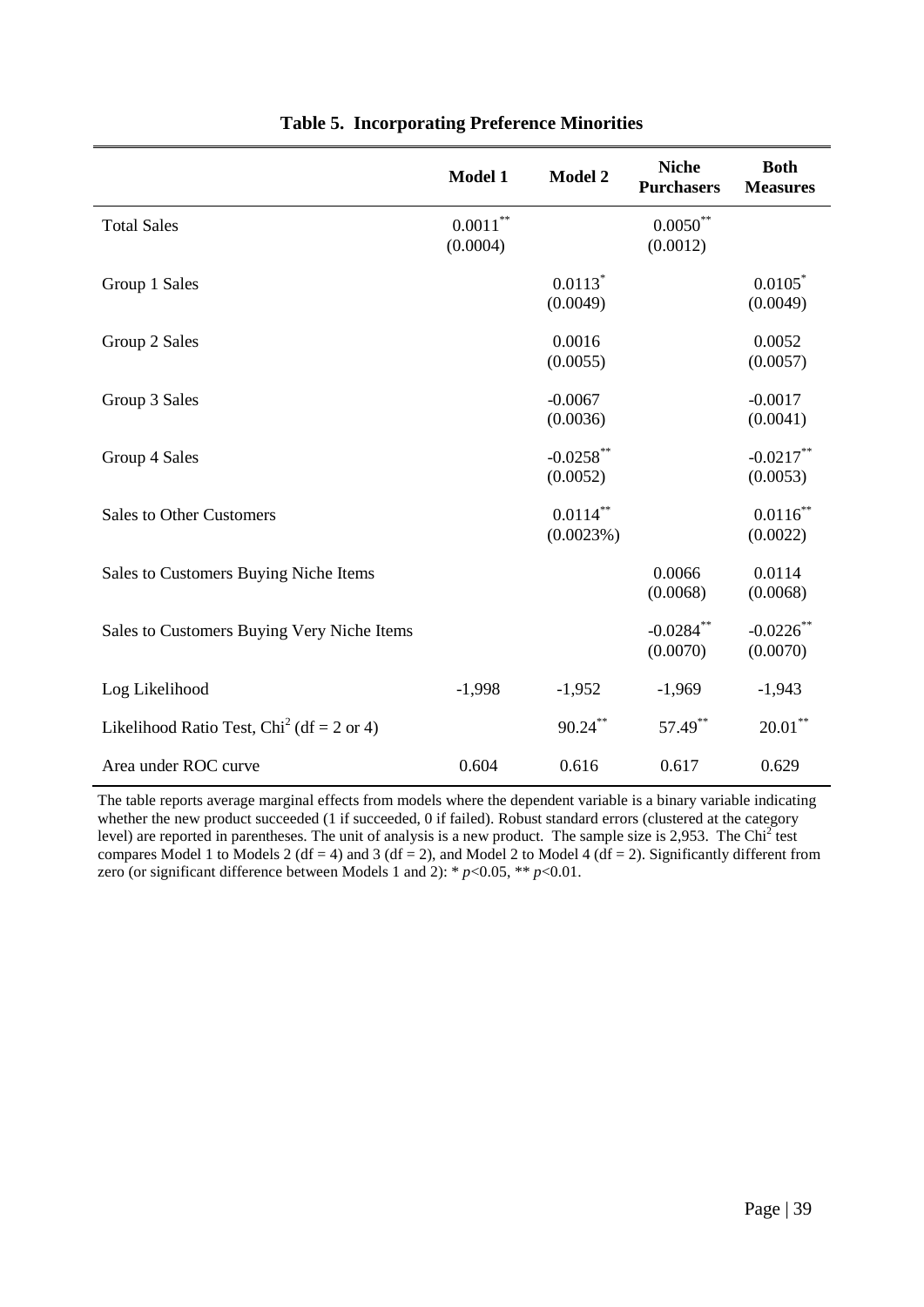**Table 5. Incorporating Preference Minorities**

| | Model 1 | Model 2 | Niche Purchasers | Both Measures |
|---|---|---|---|---|
| Total Sales | $0.0011^{**}$<br>(0.0004) | | $0.0050^{**}$<br>(0.0012) | |
| Group 1 Sales | | $0.0113^{*}$<br>(0.0049) | | $0.0105^{*}$<br>(0.0049) |
| Group 2 Sales | | 0.0016<br>(0.0055) | | 0.0052<br>(0.0057) |
| Group 3 Sales | | -0.0067<br>(0.0036) | | -0.0017<br>(0.0041) |
| Group 4 Sales | | $-0.0258^{**}$<br>(0.0052) | | $-0.0217^{**}$<br>(0.0053) |
| Sales to Other Customers | | $0.0114^{**}$<br>(0.0023%) | | $0.0116^{**}$<br>(0.0022) |
| Sales to Customers Buying Niche Items | | | 0.0066<br>(0.0068) | 0.0114<br>(0.0068) |
| Sales to Customers Buying Very Niche Items | | | $-0.0284^{**}$<br>(0.0070) | $-0.0226^{**}$<br>(0.0070) |
| Log Likelihood | -1,998 | -1,952 | -1,969 | -1,943 |
| Likelihood Ratio Test, $Chi^2$ (df = 2 or 4) | | $90.24^{**}$ | $57.49^{**}$ | $20.01^{**}$ |
| Area under ROC curve | 0.604 | 0.616 | 0.617 | 0.629 |

The table reports average marginal effects from models where the dependent variable is a binary variable indicating whether the new product succeeded (1 if succeeded, 0 if failed). Robust standard errors (clustered at the category level) are reported in parentheses. The unit of analysis is a new product. The sample size is 2,953. The $Chi^2$ test compares Model 1 to Models 2 (df = 4) and 3 (df = 2), and Model 2 to Model 4 (df = 2). Significantly different from zero (or significant difference between Models 1 and 2): * $p$<0.05, ** $p$<0.01.